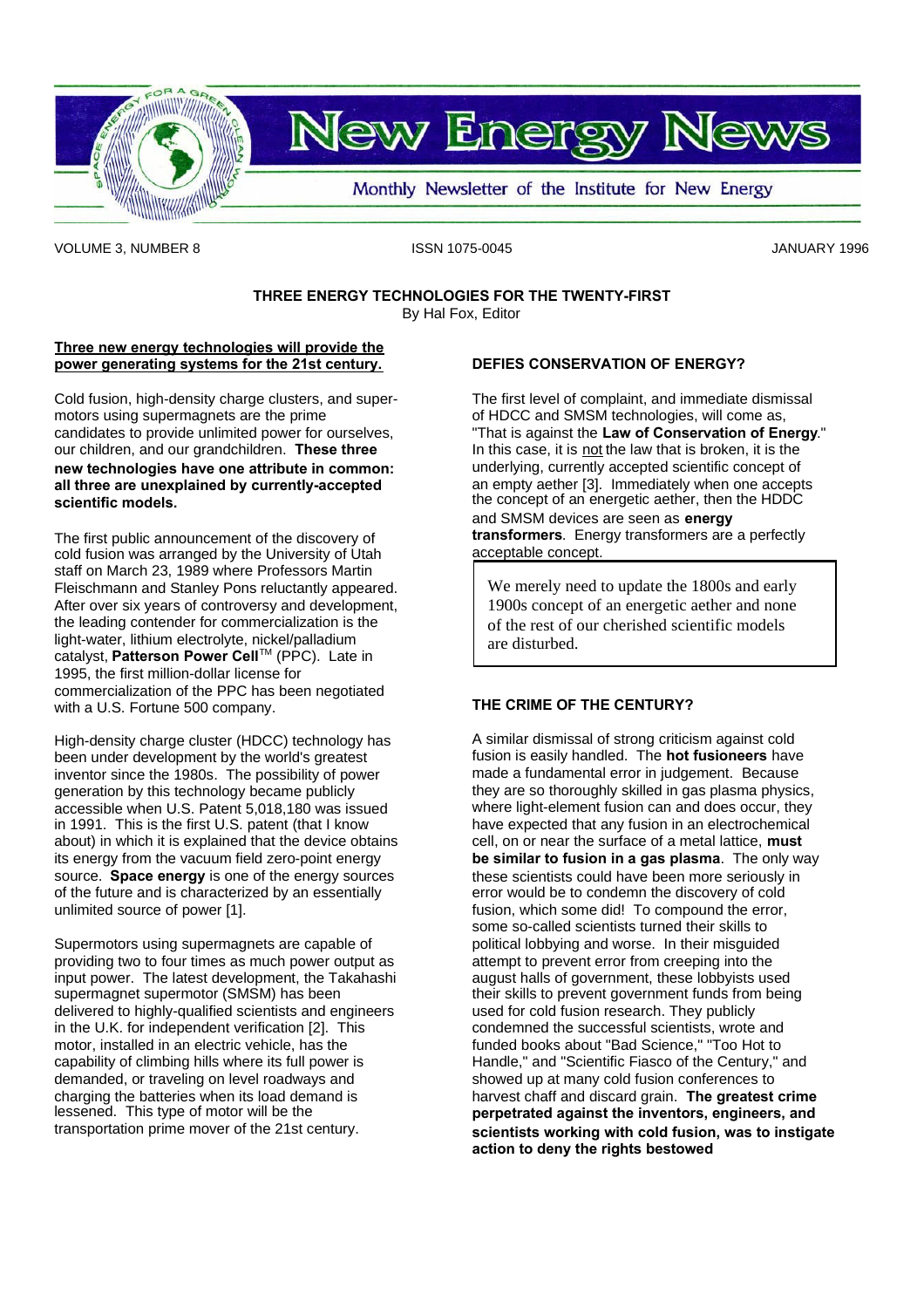# New Energy News

Monthly Newsletter of the Institute for New Energy

VOLUME 3, NUMBER 8 ISSN 1075-0045 JANUARY 1996

## THREE ENERGY TECHNOLOGIES FOR THE TWENTY-FIRST

By Hal Fox, Editor

**Three new energy technologies will provide the power generating systems for the 21st century.**

Cold fusion, high-density charge clusters, and super-motors using supermagnets are the prime candidates to provide unlimited power for ourselves, our children, and our grandchildren. **These three new technologies have one attribute in common: all three are unexplained by currently-accepted scientific models.**

The first public announcement of the discovery of cold fusion was arranged by the University of Utah staff on March 23, 1989 where Professors Martin Fleischmann and Stanley Pons reluctantly appeared. After over six years of controversy and development, the leading contender for commercialization is the light-water, lithium electrolyte, nickel/palladium catalyst, **Patterson Power Cell**™ (PPC). Late in 1995, the first million-dollar license for commercialization of the PPC has been negotiated with a U.S. Fortune 500 company.

High-density charge cluster (HDCC) technology has been under development by the world's greatest inventor since the 1980s. The possibility of power generation by this technology became publicly accessible when U.S. Patent 5,018,180 was issued in 1991. This is the first U.S. patent (that I know about) in which it is explained that the device obtains its energy from the vacuum field zero-point energy source. **Space energy** is one of the energy sources of the future and is characterized by an essentially unlimited source of power [1].

Supermotors using supermagnets are capable of providing two to four times as much power output as input power. The latest development, the Takahashi supermagnet supermotor (SMSM) has been delivered to highly-qualified scientists and engineers in the U.K. for independent verification [2]. This motor, installed in an electric vehicle, has the capability of climbing hills where its full power is demanded, or traveling on level roadways and charging the batteries when its load demand is lessened. This type of motor will be the transportation prime mover of the 21st century.

### DEFIES CONSERVATION OF ENERGY?

The first level of complaint, and immediate dismissal of HDCC and SMSM technologies, will come as, "That is against the **Law of Conservation of Energy**." In this case, it is not the law that is broken, it is the underlying, currently accepted scientific concept of an empty aether [3]. Immediately when one accepts the concept of an energetic aether, then the HDDC and SMSM devices are seen as **energy transformers**. Energy transformers are a perfectly acceptable concept.

> We merely need to update the 1800s and early 1900s concept of an energetic aether and none of the rest of our cherished scientific models are disturbed.

### THE CRIME OF THE CENTURY?

A similar dismissal of strong criticism against cold fusion is easily handled. The **hot fusioneers** have made a fundamental error in judgement. Because they are so thoroughly skilled in gas plasma physics, where light-element fusion can and does occur, they have expected that any fusion in an electrochemical cell, on or near the surface of a metal lattice, **must be similar to fusion in a gas plasma**. The only way these scientists could have been more seriously in error would be to condemn the discovery of cold fusion, which some did! To compound the error, some so-called scientists turned their skills to political lobbying and worse. In their misguided attempt to prevent error from creeping into the august halls of government, these lobbyists used their skills to prevent government funds from being used for cold fusion research. They publicly condemned the successful scientists, wrote and funded books about "Bad Science," "Too Hot to Handle," and "Scientific Fiasco of the Century," and showed up at many cold fusion conferences to harvest chaff and discard grain. **The greatest crime perpetrated against the inventors, engineers, and scientists working with cold fusion, was to instigate action to deny the rights bestowed**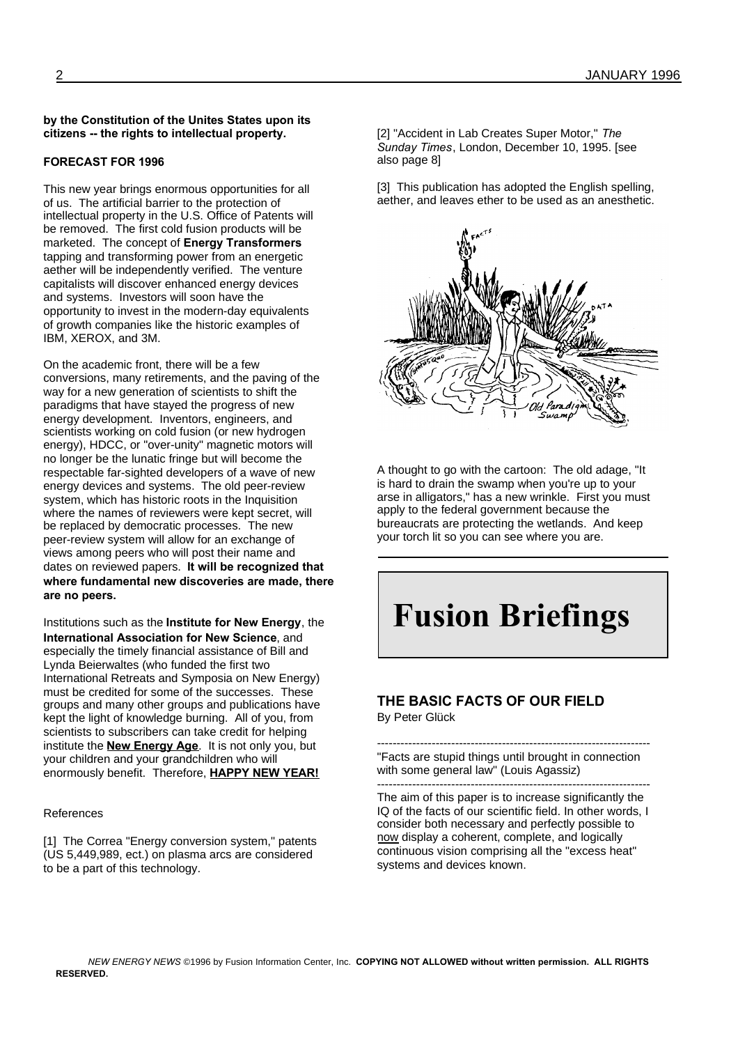**by the Constitution of the Unites States upon its citizens -- the rights to intellectual property.**

**FORECAST FOR 1996**

This new year brings enormous opportunities for all of us. The artificial barrier to the protection of intellectual property in the U.S. Office of Patents will be removed. The first cold fusion products will be marketed. The concept of **Energy Transformers** tapping and transforming power from an energetic aether will be independently verified. The venture capitalists will discover enhanced energy devices and systems. Investors will soon have the opportunity to invest in the modern-day equivalents of growth companies like the historic examples of IBM, XEROX, and 3M.

On the academic front, there will be a few conversions, many retirements, and the paving of the way for a new generation of scientists to shift the paradigms that have stayed the progress of new energy development. Inventors, engineers, and scientists working on cold fusion (or new hydrogen energy), HDCC, or "over-unity" magnetic motors will no longer be the lunatic fringe but will become the respectable far-sighted developers of a wave of new energy devices and systems. The old peer-review system, which has historic roots in the Inquisition where the names of reviewers were kept secret, will be replaced by democratic processes. The new peer-review system will allow for an exchange of views among peers who will post their name and dates on reviewed papers. **It will be recognized that where fundamental new discoveries are made, there are no peers.**

Institutions such as the **Institute for New Energy**, the **International Association for New Science**, and especially the timely financial assistance of Bill and Lynda Beierwaltes (who funded the first two International Retreats and Symposia on New Energy) must be credited for some of the successes. These groups and many other groups and publications have kept the light of knowledge burning. All of you, from scientists to subscribers can take credit for helping institute the **New Energy Age**. It is not only you, but your children and your grandchildren who will enormously benefit. Therefore, **HAPPY NEW YEAR!**

References

[1] The Correa "Energy conversion system," patents (US 5,449,989, ect.) on plasma arcs are considered to be a part of this technology.

[2] "Accident in Lab Creates Super Motor," *The Sunday Times*, London, December 10, 1995. [see also page 8]

[3] This publication has adopted the English spelling, aether, and leaves ether to be used as an anesthetic.

A thought to go with the cartoon: The old adage, "It is hard to drain the swamp when you're up to your arse in alligators," has a new wrinkle. First you must apply to the federal government because the bureaucrats are protecting the wetlands. And keep your torch lit so you can see where you are.

# Fusion Briefings

## THE BASIC FACTS OF OUR FIELD

By Peter Glück

---

"Facts are stupid things until brought in connection with some general law" (Louis Agassiz)

---

The aim of this paper is to increase significantly the IQ of the facts of our scientific field. In other words, I consider both necessary and perfectly possible to now display a coherent, complete, and logically continuous vision comprising all the "excess heat" systems and devices known.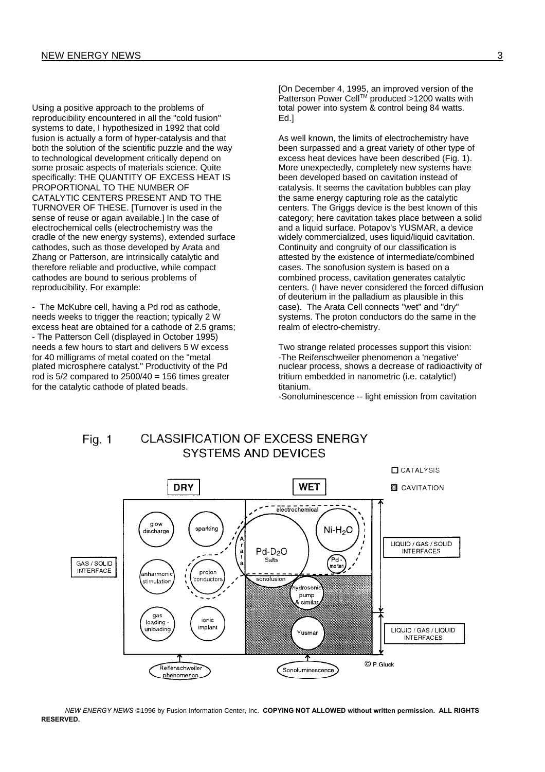Using a positive approach to the problems of reproducibility encountered in all the "cold fusion" systems to date, I hypothesized in 1992 that cold fusion is actually a form of hyper-catalysis and that both the solution of the scientific puzzle and the way to technological development critically depend on some prosaic aspects of materials science. Quite specifically: THE QUANTITY OF EXCESS HEAT IS PROPORTIONAL TO THE NUMBER OF CATALYTIC CENTERS PRESENT AND TO THE TURNOVER OF THESE. [Turnover is used in the sense of reuse or again available.] In the case of electrochemical cells (electrochemistry was the cradle of the new energy systems), extended surface cathodes, such as those developed by Arata and Zhang or Patterson, are intrinsically catalytic and therefore reliable and productive, while compact cathodes are bound to serious problems of reproducibility. For example:

- The McKubre cell, having a Pd rod as cathode, needs weeks to trigger the reaction; typically 2 W excess heat are obtained for a cathode of 2.5 grams;
- The Patterson Cell (displayed in October 1995) needs a few hours to start and delivers 5 W excess for 40 milligrams of metal coated on the "metal plated microsphere catalyst." Productivity of the Pd rod is 5/2 compared to 2500/40 = 156 times greater for the catalytic cathode of plated beads.

[On December 4, 1995, an improved version of the Patterson Power Cell™ produced >1200 watts with total power into system & control being 84 watts. Ed.]

As well known, the limits of electrochemistry have been surpassed and a great variety of other type of excess heat devices have been described (Fig. 1). More unexpectedly, completely new systems have been developed based on cavitation instead of catalysis. It seems the cavitation bubbles can play the same energy capturing role as the catalytic centers. The Griggs device is the best known of this category; here cavitation takes place between a solid and a liquid surface. Potapov's YUSMAR, a device widely commercialized, uses liquid/liquid cavitation. Continuity and congruity of our classification is attested by the existence of intermediate/combined cases. The sonofusion system is based on a combined process, cavitation generates catalytic centers. (I have never considered the forced diffusion of deuterium in the palladium as plausible in this case). The Arata Cell connects "wet" and "dry" systems. The proton conductors do the same in the realm of electro-chemistry.

Two strange related processes support this vision:
-The Reifenschweiler phenomenon a 'negative' nuclear process, shows a decrease of radioactivity of tritium embedded in nanometric (i.e. catalytic!) titanium.
-Sonoluminescence -- light emission from cavitation

Fig. 1 CLASSIFICATION OF EXCESS ENERGY SYSTEMS AND DEVICES

© P. Gluck

*NEW ENERGY NEWS* ©1996 by Fusion Information Center, Inc. **COPYING NOT ALLOWED without written permission. ALL RIGHTS RESERVED.**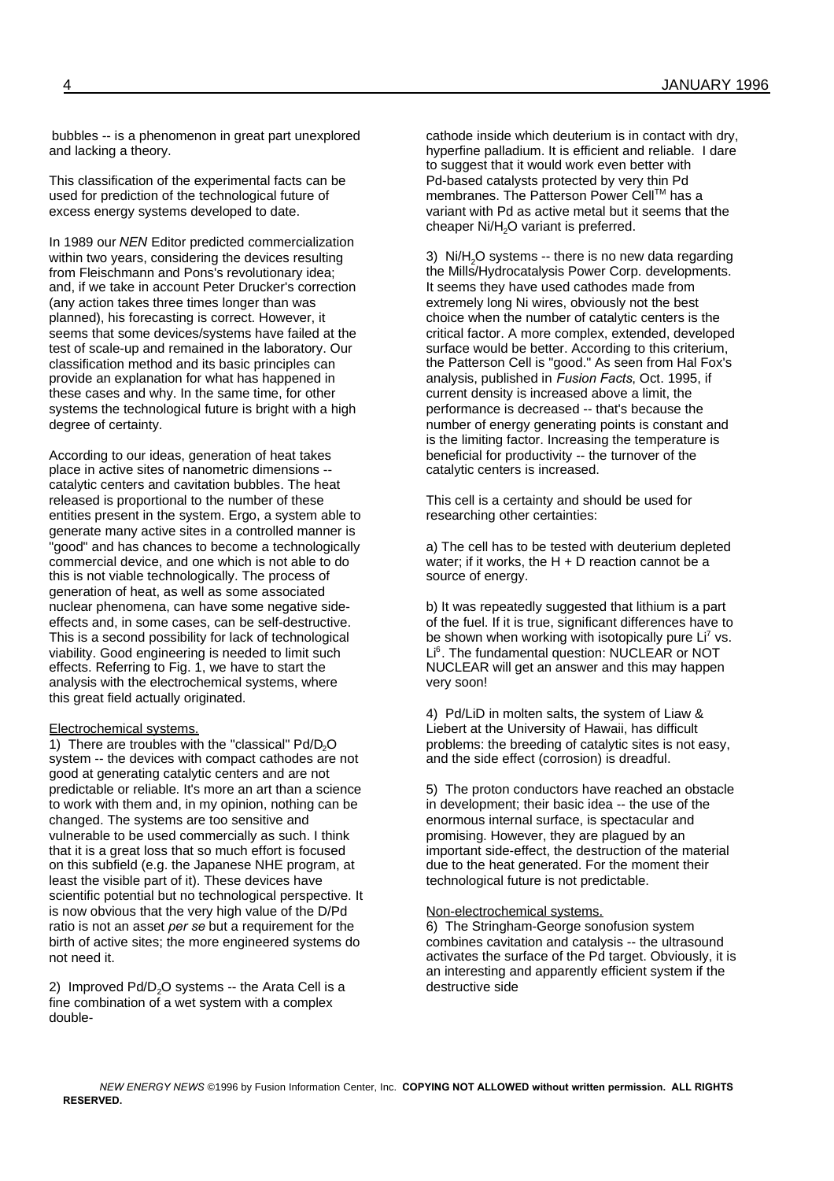bubbles -- is a phenomenon in great part unexplored and lacking a theory.

This classification of the experimental facts can be used for prediction of the technological future of excess energy systems developed to date.

In 1989 our *NEN* Editor predicted commercialization within two years, considering the devices resulting from Fleischmann and Pons's revolutionary idea; and, if we take in account Peter Drucker's correction (any action takes three times longer than was planned), his forecasting is correct. However, it seems that some devices/systems have failed at the test of scale-up and remained in the laboratory. Our classification method and its basic principles can provide an explanation for what has happened in these cases and why. In the same time, for other systems the technological future is bright with a high degree of certainty.

According to our ideas, generation of heat takes place in active sites of nanometric dimensions -- catalytic centers and cavitation bubbles. The heat released is proportional to the number of these entities present in the system. Ergo, a system able to generate many active sites in a controlled manner is "good" and has chances to become a technologically commercial device, and one which is not able to do this is not viable technologically. The process of generation of heat, as well as some associated nuclear phenomena, can have some negative side-effects and, in some cases, can be self-destructive. This is a second possibility for lack of technological viability. Good engineering is needed to limit such effects. Referring to Fig. 1, we have to start the analysis with the electrochemical systems, where this great field actually originated.

Electrochemical systems.

1) There are troubles with the "classical" $Pd/D_2O$ system -- the devices with compact cathodes are not good at generating catalytic centers and are not predictable or reliable. It's more an art than a science to work with them and, in my opinion, nothing can be changed. The systems are too sensitive and vulnerable to be used commercially as such. I think that it is a great loss that so much effort is focused on this subfield (e.g. the Japanese NHE program, at least the visible part of it). These devices have scientific potential but no technological perspective. It is now obvious that the very high value of the D/Pd ratio is not an asset *per se* but a requirement for the birth of active sites; the more engineered systems do not need it.

2) Improved $Pd/D_2O$ systems -- the Arata Cell is a fine combination of a wet system with a complex double-cathode inside which deuterium is in contact with dry, hyperfine palladium. It is efficient and reliable. I dare to suggest that it would work even better with Pd-based catalysts protected by very thin Pd membranes. The Patterson Power Cell™ has a variant with Pd as active metal but it seems that the cheaper $Ni/H_2O$ variant is preferred.

3) $Ni/H_2O$ systems -- there is no new data regarding the Mills/Hydrocatalysis Power Corp. developments. It seems they have used cathodes made from extremely long Ni wires, obviously not the best choice when the number of catalytic centers is the critical factor. A more complex, extended, developed surface would be better. According to this criterium, the Patterson Cell is "good." As seen from Hal Fox's analysis, published in *Fusion Facts,* Oct. 1995, if current density is increased above a limit, the performance is decreased -- that's because the number of energy generating points is constant and is the limiting factor. Increasing the temperature is beneficial for productivity -- the turnover of the catalytic centers is increased.

This cell is a certainty and should be used for researching other certainties:

a) The cell has to be tested with deuterium depleted water; if it works, the H + D reaction cannot be a source of energy.

b) It was repeatedly suggested that lithium is a part of the fuel. If it is true, significant differences have to be shown when working with isotopically pure $Li^7$ vs. $Li^6$. The fundamental question: NUCLEAR or NOT NUCLEAR will get an answer and this may happen very soon!

4) Pd/LiD in molten salts, the system of Liaw & Liebert at the University of Hawaii, has difficult problems: the breeding of catalytic sites is not easy, and the side effect (corrosion) is dreadful.

5) The proton conductors have reached an obstacle in development; their basic idea -- the use of the enormous internal surface, is spectacular and promising. However, they are plagued by an important side-effect, the destruction of the material due to the heat generated. For the moment their technological future is not predictable.

Non-electrochemical systems.

6) The Stringham-George sonofusion system combines cavitation and catalysis -- the ultrasound activates the surface of the Pd target. Obviously, it is an interesting and apparently efficient system if the destructive side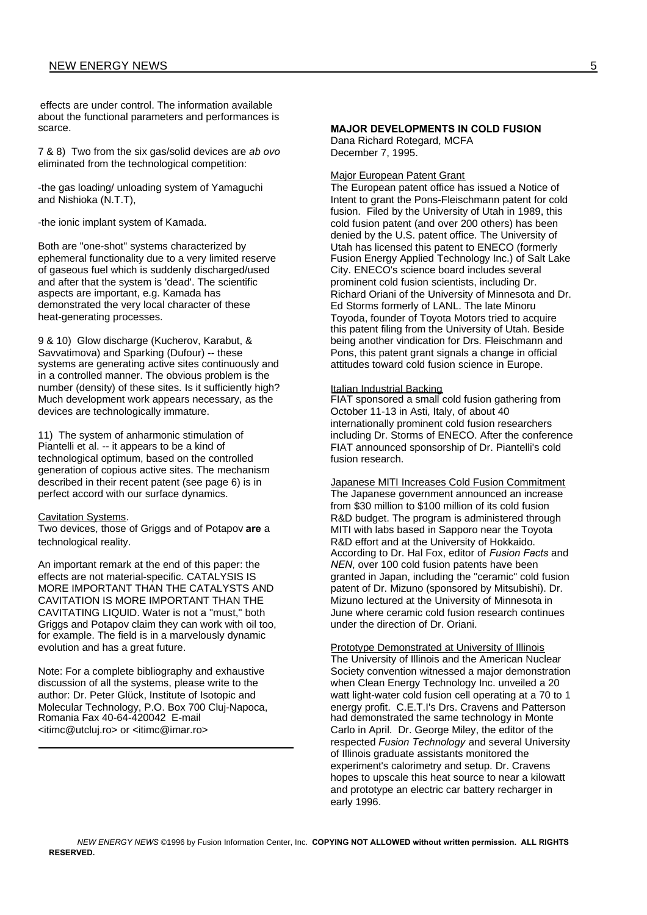effects are under control. The information available about the functional parameters and performances is scarce.

7 & 8) Two from the six gas/solid devices are *ab ovo* eliminated from the technological competition:

-the gas loading/ unloading system of Yamaguchi and Nishioka (N.T.T),

-the ionic implant system of Kamada.

Both are "one-shot" systems characterized by ephemeral functionality due to a very limited reserve of gaseous fuel which is suddenly discharged/used and after that the system is 'dead'. The scientific aspects are important, e.g. Kamada has demonstrated the very local character of these heat-generating processes.

9 & 10) Glow discharge (Kucherov, Karabut, & Savvatimova) and Sparking (Dufour) -- these systems are generating active sites continuously and in a controlled manner. The obvious problem is the number (density) of these sites. Is it sufficiently high? Much development work appears necessary, as the devices are technologically immature.

11) The system of anharmonic stimulation of Piantelli et al. -- it appears to be a kind of technological optimum, based on the controlled generation of copious active sites. The mechanism described in their recent patent (see page 6) is in perfect accord with our surface dynamics.

Cavitation Systems.

Two devices, those of Griggs and of Potapov **are** a technological reality.

An important remark at the end of this paper: the effects are not material-specific. CATALYSIS IS MORE IMPORTANT THAN THE CATALYSTS AND CAVITATION IS MORE IMPORTANT THAN THE CAVITATING LIQUID. Water is not a "must," both Griggs and Potapov claim they can work with oil too, for example. The field is in a marvelously dynamic evolution and has a great future.

Note: For a complete bibliography and exhaustive discussion of all the systems, please write to the author: Dr. Peter Glück, Institute of Isotopic and Molecular Technology, P.O. Box 700 Cluj-Napoca, Romania Fax 40-64-420042 E-mail <itimc@utcluj.ro> or <itimc@imar.ro>

## MAJOR DEVELOPMENTS IN COLD FUSION

Dana Richard Rotegard, MCFA
December 7, 1995.

Major European Patent Grant

The European patent office has issued a Notice of Intent to grant the Pons-Fleischmann patent for cold fusion. Filed by the University of Utah in 1989, this cold fusion patent (and over 200 others) has been denied by the U.S. patent office. The University of Utah has licensed this patent to ENECO (formerly Fusion Energy Applied Technology Inc.) of Salt Lake City. ENECO's science board includes several prominent cold fusion scientists, including Dr. Richard Oriani of the University of Minnesota and Dr. Ed Storms formerly of LANL. The late Minoru Toyoda, founder of Toyota Motors tried to acquire this patent filing from the University of Utah. Beside being another vindication for Drs. Fleischmann and Pons, this patent grant signals a change in official attitudes toward cold fusion science in Europe.

Italian Industrial Backing

FIAT sponsored a small cold fusion gathering from October 11-13 in Asti, Italy, of about 40 internationally prominent cold fusion researchers including Dr. Storms of ENECO. After the conference FIAT announced sponsorship of Dr. Piantelli's cold fusion research.

Japanese MITI Increases Cold Fusion Commitment

The Japanese government announced an increase from $30 million to $100 million of its cold fusion R&D budget. The program is administered through MITI with labs based in Sapporo near the Toyota R&D effort and at the University of Hokkaido. According to Dr. Hal Fox, editor of *Fusion Facts* and *NEN*, over 100 cold fusion patents have been granted in Japan, including the "ceramic" cold fusion patent of Dr. Mizuno (sponsored by Mitsubishi). Dr. Mizuno lectured at the University of Minnesota in June where ceramic cold fusion research continues under the direction of Dr. Oriani.

Prototype Demonstrated at University of Illinois

The University of Illinois and the American Nuclear Society convention witnessed a major demonstration when Clean Energy Technology Inc. unveiled a 20 watt light-water cold fusion cell operating at a 70 to 1 energy profit. C.E.T.I's Drs. Cravens and Patterson had demonstrated the same technology in Monte Carlo in April. Dr. George Miley, the editor of the respected *Fusion Technology* and several University of Illinois graduate assistants monitored the experiment's calorimetry and setup. Dr. Cravens hopes to upscale this heat source to near a kilowatt and prototype an electric car battery recharger in early 1996.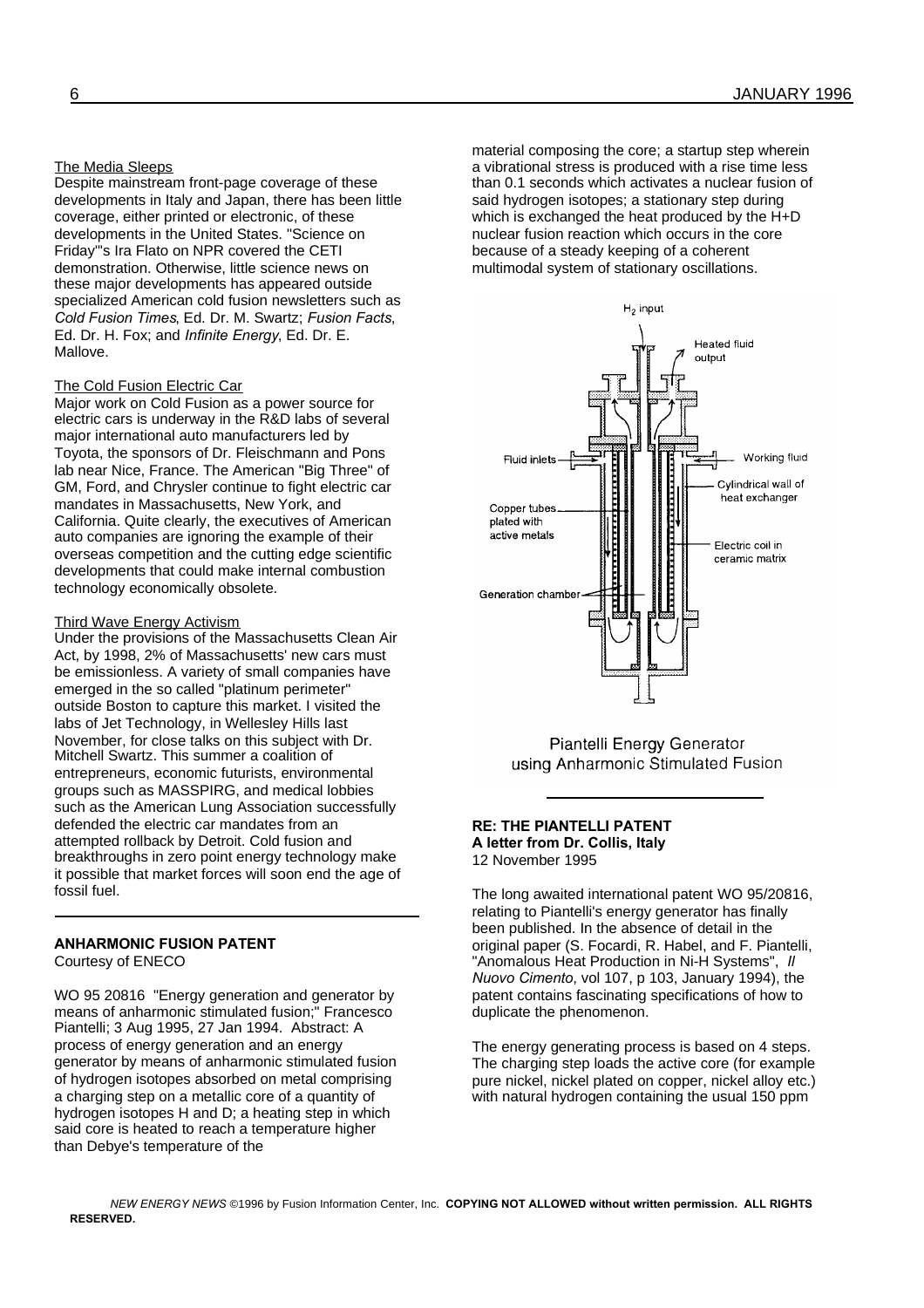### The Media Sleeps

Despite mainstream front-page coverage of these developments in Italy and Japan, there has been little coverage, either printed or electronic, of these developments in the United States. "Science on Friday"'s Ira Flato on NPR covered the CETI demonstration. Otherwise, little science news on these major developments has appeared outside specialized American cold fusion newsletters such as *Cold Fusion Times*, Ed. Dr. M. Swartz; *Fusion Facts*, Ed. Dr. H. Fox; and *Infinite Energy*, Ed. Dr. E. Mallove.

### The Cold Fusion Electric Car

Major work on Cold Fusion as a power source for electric cars is underway in the R&D labs of several major international auto manufacturers led by Toyota, the sponsors of Dr. Fleischmann and Pons lab near Nice, France. The American "Big Three" of GM, Ford, and Chrysler continue to fight electric car mandates in Massachusetts, New York, and California. Quite clearly, the executives of American auto companies are ignoring the example of their overseas competition and the cutting edge scientific developments that could make internal combustion technology economically obsolete.

### Third Wave Energy Activism

Under the provisions of the Massachusetts Clean Air Act, by 1998, 2% of Massachusetts' new cars must be emissionless. A variety of small companies have emerged in the so called "platinum perimeter" outside Boston to capture this market. I visited the labs of Jet Technology, in Wellesley Hills last November, for close talks on this subject with Dr. Mitchell Swartz. This summer a coalition of entrepreneurs, economic futurists, environmental groups such as MASSPIRG, and medical lobbies such as the American Lung Association successfully defended the electric car mandates from an attempted rollback by Detroit. Cold fusion and breakthroughs in zero point energy technology make it possible that market forces will soon end the age of fossil fuel.

---

## ANHARMONIC FUSION PATENT

Courtesy of ENECO

WO 95 20816 "Energy generation and generator by means of anharmonic stimulated fusion;" Francesco Piantelli; 3 Aug 1995, 27 Jan 1994. Abstract: A process of energy generation and an energy generator by means of anharmonic stimulated fusion of hydrogen isotopes absorbed on metal comprising a charging step on a metallic core of a quantity of hydrogen isotopes H and D; a heating step in which said core is heated to reach a temperature higher than Debye's temperature of the material composing the core; a startup step wherein a vibrational stress is produced with a rise time less than 0.1 seconds which activates a nuclear fusion of said hydrogen isotopes; a stationary step during which is exchanged the heat produced by the H+D nuclear fusion reaction which occurs in the core because of a steady keeping of a coherent multimodal system of stationary oscillations.

$H_2$ input; Heated fluid output; Fluid inlets; Working fluid; Cylindrical wall of heat exchanger; Copper tubes plated with active metals; Electric coil in ceramic matrix; Generation chamber

Piantelli Energy Generator using Anharmonic Stimulated Fusion

---

## RE: THE PIANTELLI PATENT

**A letter from Dr. Collis, Italy**
12 November 1995

The long awaited international patent WO 95/20816, relating to Piantelli's energy generator has finally been published. In the absence of detail in the original paper (S. Focardi, R. Habel, and F. Piantelli, "Anomalous Heat Production in Ni-H Systems", *Il Nuovo Cimento*, vol 107, p 103, January 1994), the patent contains fascinating specifications of how to duplicate the phenomenon.

The energy generating process is based on 4 steps. The charging step loads the active core (for example pure nickel, nickel plated on copper, nickel alloy etc.) with natural hydrogen containing the usual 150 ppm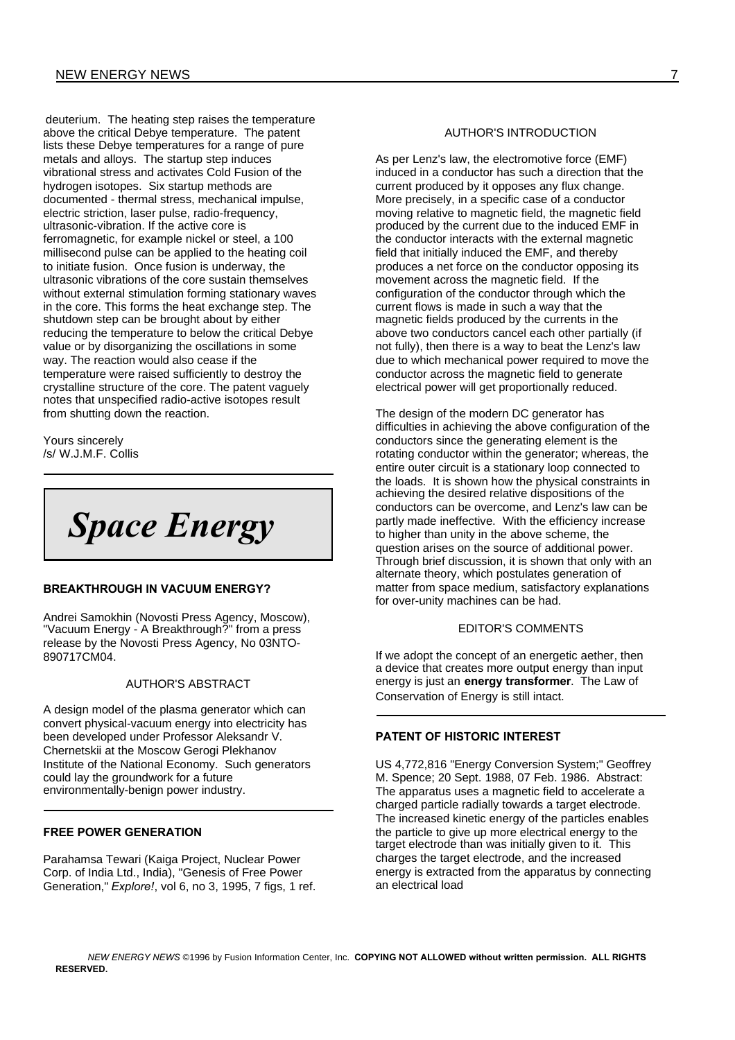deuterium. The heating step raises the temperature above the critical Debye temperature. The patent lists these Debye temperatures for a range of pure metals and alloys. The startup step induces vibrational stress and activates Cold Fusion of the hydrogen isotopes. Six startup methods are documented - thermal stress, mechanical impulse, electric striction, laser pulse, radio-frequency, ultrasonic-vibration. If the active core is ferromagnetic, for example nickel or steel, a 100 millisecond pulse can be applied to the heating coil to initiate fusion. Once fusion is underway, the ultrasonic vibrations of the core sustain themselves without external stimulation forming stationary waves in the core. This forms the heat exchange step. The shutdown step can be brought about by either reducing the temperature to below the critical Debye value or by disorganizing the oscillations in some way. The reaction would also cease if the temperature were raised sufficiently to destroy the crystalline structure of the core. The patent vaguely notes that unspecified radio-active isotopes result from shutting down the reaction.

Yours sincerely
/s/ W.J.M.F. Collis

# *Space Energy*

### BREAKTHROUGH IN VACUUM ENERGY?

Andrei Samokhin (Novosti Press Agency, Moscow), "Vacuum Energy - A Breakthrough?" from a press release by the Novosti Press Agency, No 03NTO-890717CM04.

AUTHOR'S ABSTRACT

A design model of the plasma generator which can convert physical-vacuum energy into electricity has been developed under Professor Aleksandr V. Chernetskii at the Moscow Gerogi Plekhanov Institute of the National Economy. Such generators could lay the groundwork for a future environmentally-benign power industry.

### FREE POWER GENERATION

Parahamsa Tewari (Kaiga Project, Nuclear Power Corp. of India Ltd., India), "Genesis of Free Power Generation," *Explore!*, vol 6, no 3, 1995, 7 figs, 1 ref.

AUTHOR'S INTRODUCTION

As per Lenz's law, the electromotive force (EMF) induced in a conductor has such a direction that the current produced by it opposes any flux change. More precisely, in a specific case of a conductor moving relative to magnetic field, the magnetic field produced by the current due to the induced EMF in the conductor interacts with the external magnetic field that initially induced the EMF, and thereby produces a net force on the conductor opposing its movement across the magnetic field. If the configuration of the conductor through which the current flows is made in such a way that the magnetic fields produced by the currents in the above two conductors cancel each other partially (if not fully), then there is a way to beat the Lenz's law due to which mechanical power required to move the conductor across the magnetic field to generate electrical power will get proportionally reduced.

The design of the modern DC generator has difficulties in achieving the above configuration of the conductors since the generating element is the rotating conductor within the generator; whereas, the entire outer circuit is a stationary loop connected to the loads. It is shown how the physical constraints in achieving the desired relative dispositions of the conductors can be overcome, and Lenz's law can be partly made ineffective. With the efficiency increase to higher than unity in the above scheme, the question arises on the source of additional power. Through brief discussion, it is shown that only with an alternate theory, which postulates generation of matter from space medium, satisfactory explanations for over-unity machines can be had.

EDITOR'S COMMENTS

If we adopt the concept of an energetic aether, then a device that creates more output energy than input energy is just an **energy transformer**. The Law of Conservation of Energy is still intact.

### PATENT OF HISTORIC INTEREST

US 4,772,816 "Energy Conversion System;" Geoffrey M. Spence; 20 Sept. 1988, 07 Feb. 1986. Abstract: The apparatus uses a magnetic field to accelerate a charged particle radially towards a target electrode. The increased kinetic energy of the particles enables the particle to give up more electrical energy to the target electrode than was initially given to it. This charges the target electrode, and the increased energy is extracted from the apparatus by connecting an electrical load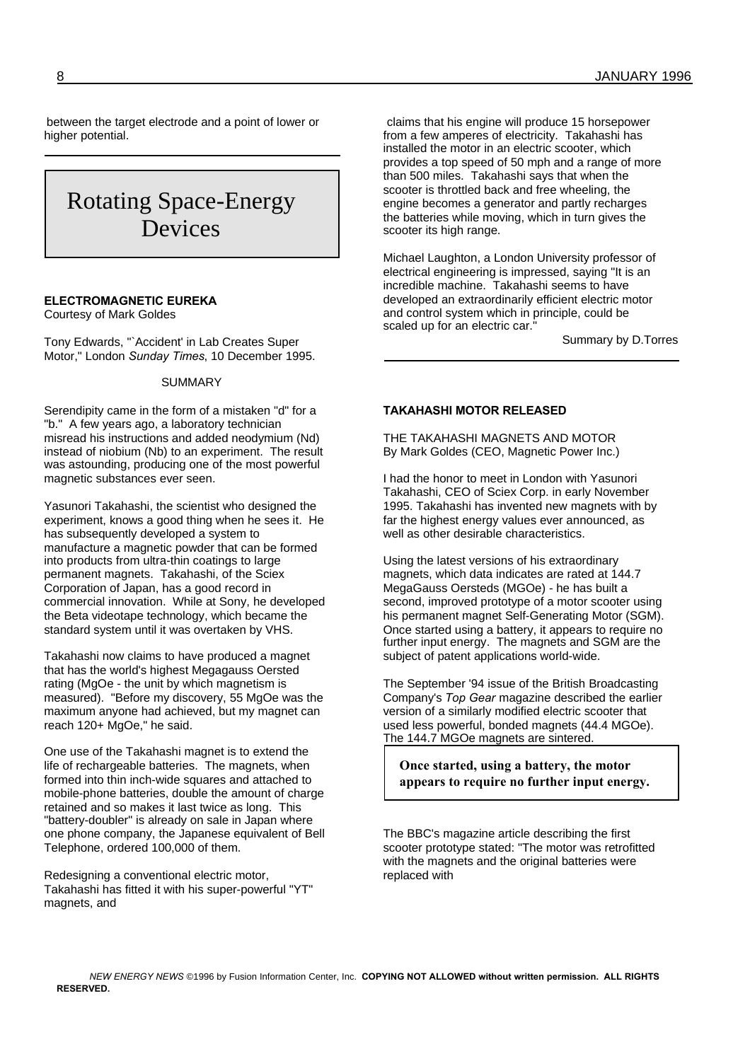between the target electrode and a point of lower or higher potential.

# Rotating Space-Energy Devices

**ELECTROMAGNETIC EUREKA**
Courtesy of Mark Goldes

Tony Edwards, "`Accident' in Lab Creates Super Motor," London *Sunday Times*, 10 December 1995.

SUMMARY

Serendipity came in the form of a mistaken "d" for a "b." A few years ago, a laboratory technician misread his instructions and added neodymium (Nd) instead of niobium (Nb) to an experiment. The result was astounding, producing one of the most powerful magnetic substances ever seen.

Yasunori Takahashi, the scientist who designed the experiment, knows a good thing when he sees it. He has subsequently developed a system to manufacture a magnetic powder that can be formed into products from ultra-thin coatings to large permanent magnets. Takahashi, of the Sciex Corporation of Japan, has a good record in commercial innovation. While at Sony, he developed the Beta videotape technology, which became the standard system until it was overtaken by VHS.

Takahashi now claims to have produced a magnet that has the world's highest Megagauss Oersted rating (MgOe - the unit by which magnetism is measured). "Before my discovery, 55 MgOe was the maximum anyone had achieved, but my magnet can reach 120+ MgOe," he said.

One use of the Takahashi magnet is to extend the life of rechargeable batteries. The magnets, when formed into thin inch-wide squares and attached to mobile-phone batteries, double the amount of charge retained and so makes it last twice as long. This "battery-doubler" is already on sale in Japan where one phone company, the Japanese equivalent of Bell Telephone, ordered 100,000 of them.

Redesigning a conventional electric motor, Takahashi has fitted it with his super-powerful "YT" magnets, and claims that his engine will produce 15 horsepower from a few amperes of electricity. Takahashi has installed the motor in an electric scooter, which provides a top speed of 50 mph and a range of more than 500 miles. Takahashi says that when the scooter is throttled back and free wheeling, the engine becomes a generator and partly recharges the batteries while moving, which in turn gives the scooter its high range.

Michael Laughton, a London University professor of electrical engineering is impressed, saying "It is an incredible machine. Takahashi seems to have developed an extraordinarily efficient electric motor and control system which in principle, could be scaled up for an electric car."

Summary by D.Torres

**TAKAHASHI MOTOR RELEASED**

THE TAKAHASHI MAGNETS AND MOTOR
By Mark Goldes (CEO, Magnetic Power Inc.)

I had the honor to meet in London with Yasunori Takahashi, CEO of Sciex Corp. in early November 1995. Takahashi has invented new magnets with by far the highest energy values ever announced, as well as other desirable characteristics.

Using the latest versions of his extraordinary magnets, which data indicates are rated at 144.7 MegaGauss Oersteds (MGOe) - he has built a second, improved prototype of a motor scooter using his permanent magnet Self-Generating Motor (SGM). Once started using a battery, it appears to require no further input energy. The magnets and SGM are the subject of patent applications world-wide.

The September '94 issue of the British Broadcasting Company's *Top Gear* magazine described the earlier version of a similarly modified electric scooter that used less powerful, bonded magnets (44.4 MGOe). The 144.7 MGOe magnets are sintered.

**Once started, using a battery, the motor appears to require no further input energy.**

The BBC's magazine article describing the first scooter prototype stated: "The motor was retrofitted with the magnets and the original batteries were replaced with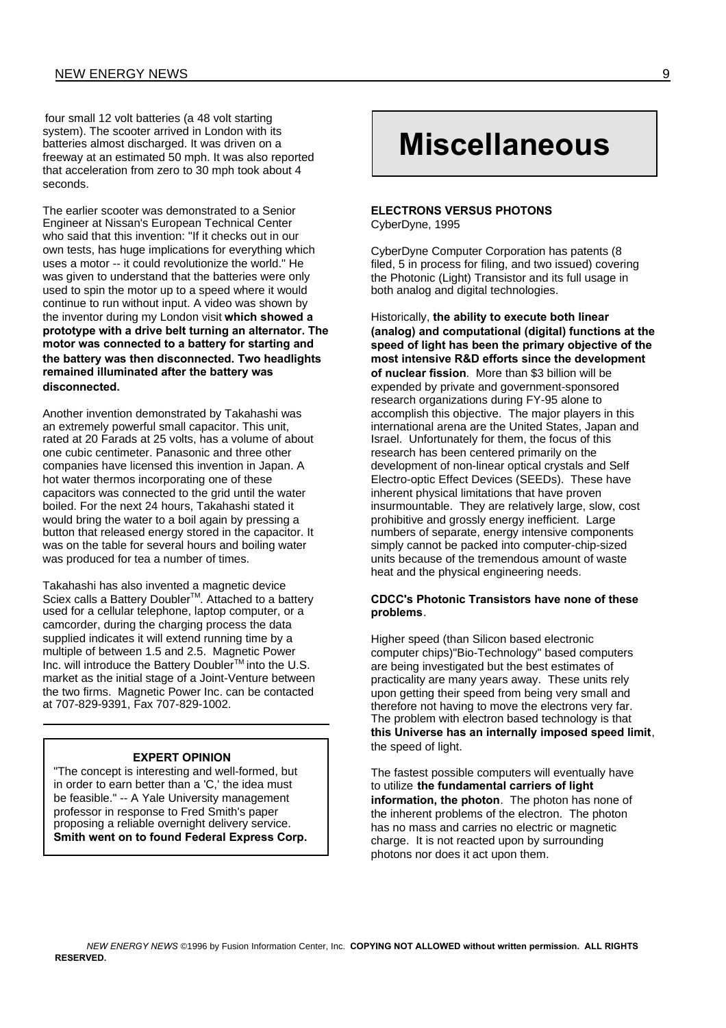four small 12 volt batteries (a 48 volt starting system). The scooter arrived in London with its batteries almost discharged. It was driven on a freeway at an estimated 50 mph. It was also reported that acceleration from zero to 30 mph took about 4 seconds.

The earlier scooter was demonstrated to a Senior Engineer at Nissan's European Technical Center who said that this invention: "If it checks out in our own tests, has huge implications for everything which uses a motor -- it could revolutionize the world." He was given to understand that the batteries were only used to spin the motor up to a speed where it would continue to run without input. A video was shown by the inventor during my London visit **which showed a prototype with a drive belt turning an alternator. The motor was connected to a battery for starting and the battery was then disconnected. Two headlights remained illuminated after the battery was disconnected.**

Another invention demonstrated by Takahashi was an extremely powerful small capacitor. This unit, rated at 20 Farads at 25 volts, has a volume of about one cubic centimeter. Panasonic and three other companies have licensed this invention in Japan. A hot water thermos incorporating one of these capacitors was connected to the grid until the water boiled. For the next 24 hours, Takahashi stated it would bring the water to a boil again by pressing a button that released energy stored in the capacitor. It was on the table for several hours and boiling water was produced for tea a number of times.

Takahashi has also invented a magnetic device Sciex calls a Battery Doubler™. Attached to a battery used for a cellular telephone, laptop computer, or a camcorder, during the charging process the data supplied indicates it will extend running time by a multiple of between 1.5 and 2.5. Magnetic Power Inc. will introduce the Battery Doubler™ into the U.S. market as the initial stage of a Joint-Venture between the two firms. Magnetic Power Inc. can be contacted at 707-829-9391, Fax 707-829-1002.

---

**EXPERT OPINION**

"The concept is interesting and well-formed, but in order to earn better than a 'C,' the idea must be feasible." -- A Yale University management professor in response to Fred Smith's paper proposing a reliable overnight delivery service. **Smith went on to found Federal Express Corp.**

# Miscellaneous

**ELECTRONS VERSUS PHOTONS**
CyberDyne, 1995

CyberDyne Computer Corporation has patents (8 filed, 5 in process for filing, and two issued) covering the Photonic (Light) Transistor and its full usage in both analog and digital technologies.

Historically, **the ability to execute both linear (analog) and computational (digital) functions at the speed of light has been the primary objective of the most intensive R&D efforts since the development of nuclear fission**. More than $3 billion will be expended by private and government-sponsored research organizations during FY-95 alone to accomplish this objective. The major players in this international arena are the United States, Japan and Israel. Unfortunately for them, the focus of this research has been centered primarily on the development of non-linear optical crystals and Self Electro-optic Effect Devices (SEEDs). These have inherent physical limitations that have proven insurmountable. They are relatively large, slow, cost prohibitive and grossly energy inefficient. Large numbers of separate, energy intensive components simply cannot be packed into computer-chip-sized units because of the tremendous amount of waste heat and the physical engineering needs.

**CDCC's Photonic Transistors have none of these problems**.

Higher speed (than Silicon based electronic computer chips)"Bio-Technology" based computers are being investigated but the best estimates of practicality are many years away. These units rely upon getting their speed from being very small and therefore not having to move the electrons very far. The problem with electron based technology is that **this Universe has an internally imposed speed limit**, the speed of light.

The fastest possible computers will eventually have to utilize **the fundamental carriers of light information, the photon**. The photon has none of the inherent problems of the electron. The photon has no mass and carries no electric or magnetic charge. It is not reacted upon by surrounding photons nor does it act upon them.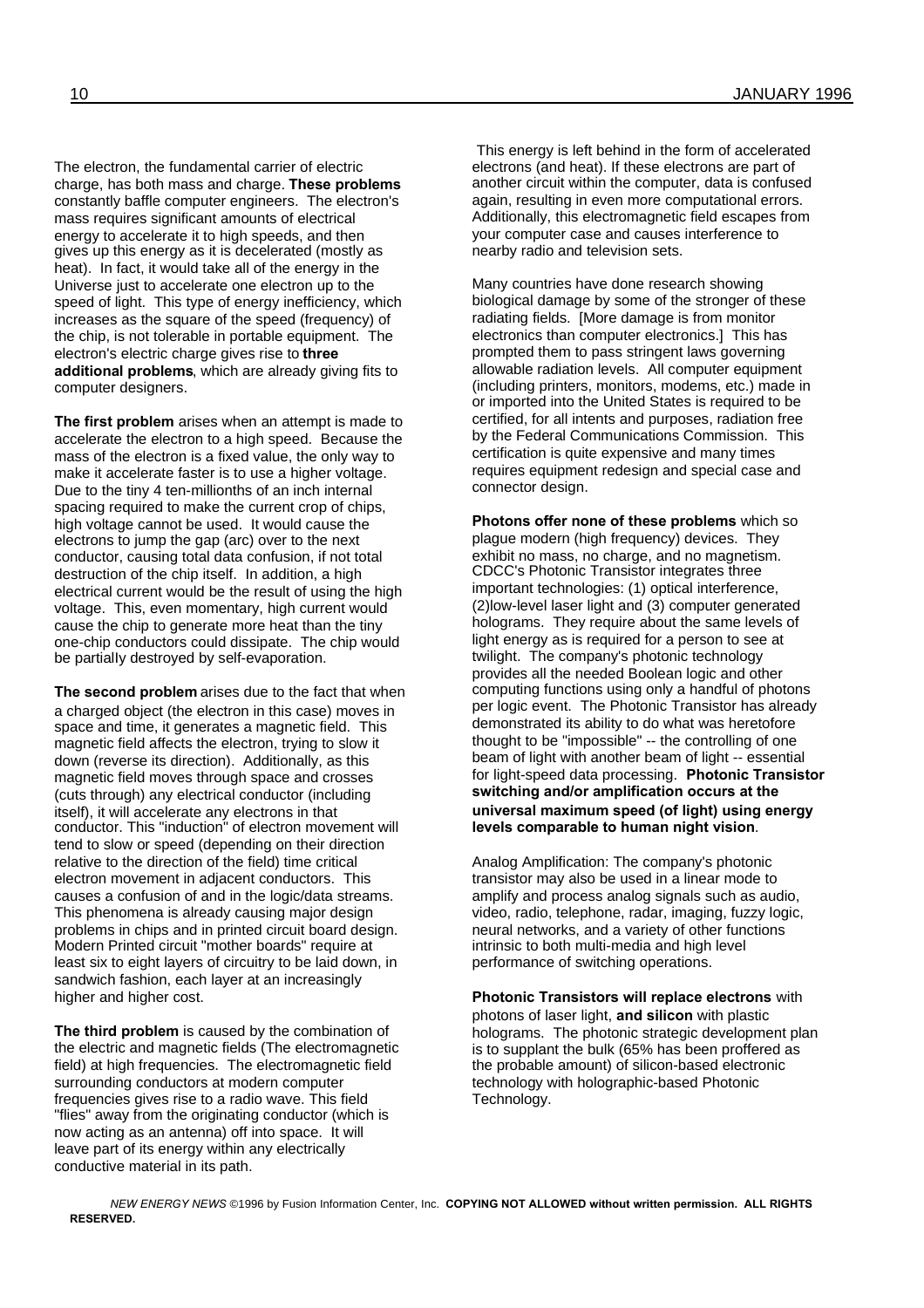The electron, the fundamental carrier of electric charge, has both mass and charge. **These problems** constantly baffle computer engineers. The electron's mass requires significant amounts of electrical energy to accelerate it to high speeds, and then gives up this energy as it is decelerated (mostly as heat). In fact, it would take all of the energy in the Universe just to accelerate one electron up to the speed of light. This type of energy inefficiency, which increases as the square of the speed (frequency) of the chip, is not tolerable in portable equipment. The electron's electric charge gives rise to **three additional problems**, which are already giving fits to computer designers.

**The first problem** arises when an attempt is made to accelerate the electron to a high speed. Because the mass of the electron is a fixed value, the only way to make it accelerate faster is to use a higher voltage. Due to the tiny 4 ten-millionths of an inch internal spacing required to make the current crop of chips, high voltage cannot be used. It would cause the electrons to jump the gap (arc) over to the next conductor, causing total data confusion, if not total destruction of the chip itself. In addition, a high electrical current would be the result of using the high voltage. This, even momentary, high current would cause the chip to generate more heat than the tiny one-chip conductors could dissipate. The chip would be partially destroyed by self-evaporation.

**The second problem** arises due to the fact that when a charged object (the electron in this case) moves in space and time, it generates a magnetic field. This magnetic field affects the electron, trying to slow it down (reverse its direction). Additionally, as this magnetic field moves through space and crosses (cuts through) any electrical conductor (including itself), it will accelerate any electrons in that conductor. This "induction" of electron movement will tend to slow or speed (depending on their direction relative to the direction of the field) time critical electron movement in adjacent conductors. This causes a confusion of and in the logic/data streams. This phenomena is already causing major design problems in chips and in printed circuit board design. Modern Printed circuit "mother boards" require at least six to eight layers of circuitry to be laid down, in sandwich fashion, each layer at an increasingly higher and higher cost.

**The third problem** is caused by the combination of the electric and magnetic fields (The electromagnetic field) at high frequencies. The electromagnetic field surrounding conductors at modern computer frequencies gives rise to a radio wave. This field "flies" away from the originating conductor (which is now acting as an antenna) off into space. It will leave part of its energy within any electrically conductive material in its path.

This energy is left behind in the form of accelerated electrons (and heat). If these electrons are part of another circuit within the computer, data is confused again, resulting in even more computational errors. Additionally, this electromagnetic field escapes from your computer case and causes interference to nearby radio and television sets.

Many countries have done research showing biological damage by some of the stronger of these radiating fields. [More damage is from monitor electronics than computer electronics.] This has prompted them to pass stringent laws governing allowable radiation levels. All computer equipment (including printers, monitors, modems, etc.) made in or imported into the United States is required to be certified, for all intents and purposes, radiation free by the Federal Communications Commission. This certification is quite expensive and many times requires equipment redesign and special case and connector design.

**Photons offer none of these problems** which so plague modern (high frequency) devices. They exhibit no mass, no charge, and no magnetism. CDCC's Photonic Transistor integrates three important technologies: (1) optical interference, (2)low-level laser light and (3) computer generated holograms. They require about the same levels of light energy as is required for a person to see at twilight. The company's photonic technology provides all the needed Boolean logic and other computing functions using only a handful of photons per logic event. The Photonic Transistor has already demonstrated its ability to do what was heretofore thought to be "impossible" -- the controlling of one beam of light with another beam of light -- essential for light-speed data processing. **Photonic Transistor switching and/or amplification occurs at the universal maximum speed (of light) using energy levels comparable to human night vision**.

Analog Amplification: The company's photonic transistor may also be used in a linear mode to amplify and process analog signals such as audio, video, radio, telephone, radar, imaging, fuzzy logic, neural networks, and a variety of other functions intrinsic to both multi-media and high level performance of switching operations.

**Photonic Transistors will replace electrons** with photons of laser light, **and silicon** with plastic holograms. The photonic strategic development plan is to supplant the bulk (65% has been proffered as the probable amount) of silicon-based electronic technology with holographic-based Photonic Technology.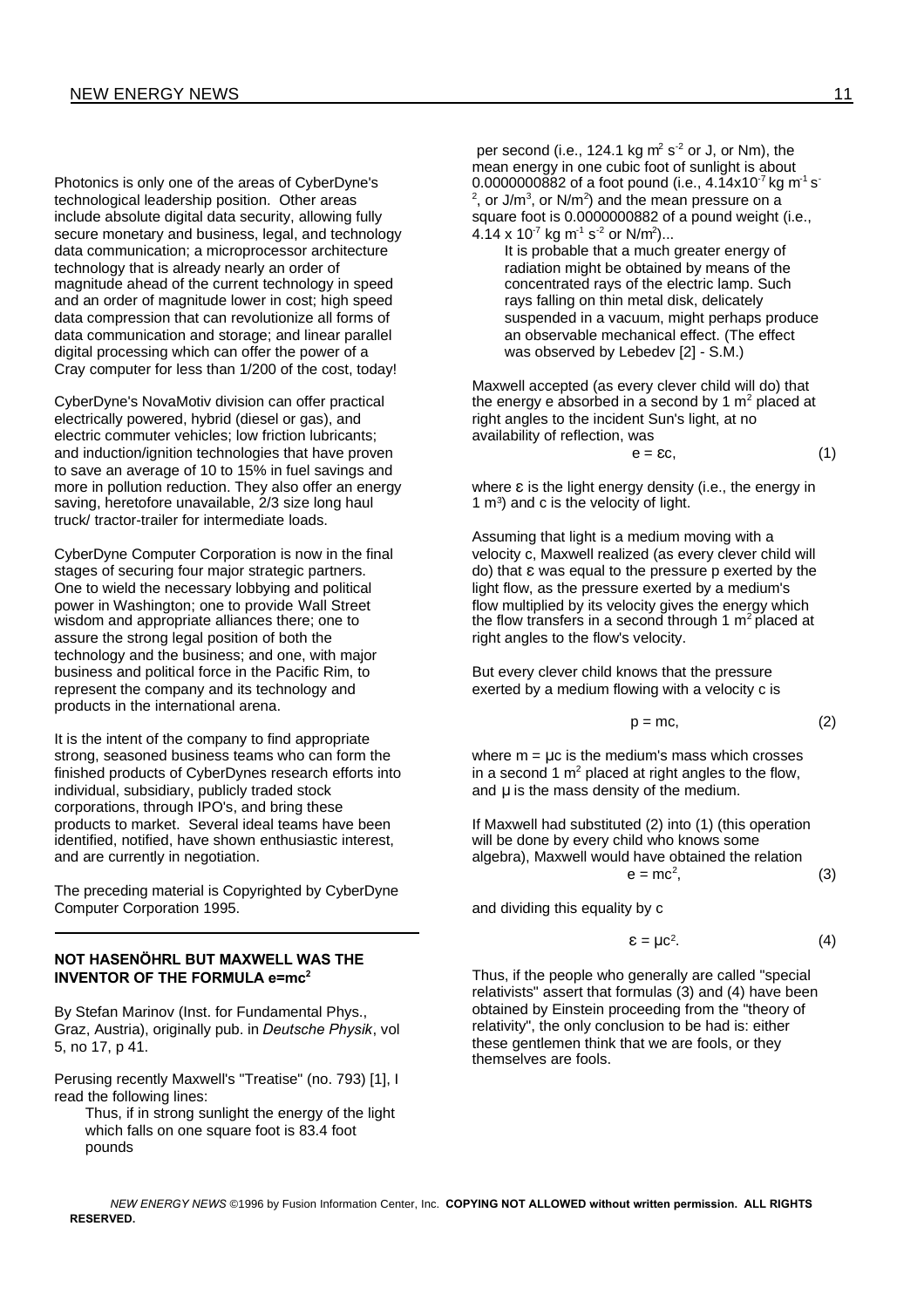Photonics is only one of the areas of CyberDyne's technological leadership position. Other areas include absolute digital data security, allowing fully secure monetary and business, legal, and technology data communication; a microprocessor architecture technology that is already nearly an order of magnitude ahead of the current technology in speed and an order of magnitude lower in cost; high speed data compression that can revolutionize all forms of data communication and storage; and linear parallel digital processing which can offer the power of a Cray computer for less than 1/200 of the cost, today!

CyberDyne's NovaMotiv division can offer practical electrically powered, hybrid (diesel or gas), and electric commuter vehicles; low friction lubricants; and induction/ignition technologies that have proven to save an average of 10 to 15% in fuel savings and more in pollution reduction. They also offer an energy saving, heretofore unavailable, 2/3 size long haul truck/ tractor-trailer for intermediate loads.

CyberDyne Computer Corporation is now in the final stages of securing four major strategic partners. One to wield the necessary lobbying and political power in Washington; one to provide Wall Street wisdom and appropriate alliances there; one to assure the strong legal position of both the technology and the business; and one, with major business and political force in the Pacific Rim, to represent the company and its technology and products in the international arena.

It is the intent of the company to find appropriate strong, seasoned business teams who can form the finished products of CyberDynes research efforts into individual, subsidiary, publicly traded stock corporations, through IPO's, and bring these products to market. Several ideal teams have been identified, notified, have shown enthusiastic interest, and are currently in negotiation.

The preceding material is Copyrighted by CyberDyne Computer Corporation 1995.

---

## NOT HASENÖHRL BUT MAXWELL WAS THE INVENTOR OF THE FORMULA $e=mc^2$

By Stefan Marinov (Inst. for Fundamental Phys., Graz, Austria), originally pub. in *Deutsche Physik*, vol 5, no 17, p 41.

Perusing recently Maxwell's "Treatise" (no. 793) [1], I read the following lines:

> Thus, if in strong sunlight the energy of the light which falls on one square foot is 83.4 foot pounds per second (i.e., 124.1 kg $m^2$ $s^{-2}$ or J, or Nm), the mean energy in one cubic foot of sunlight is about 0.0000000882 of a foot pound (i.e., $4.14 \times 10^{-7}$ kg $m^{-1}$ $s^{-2}$, or J/$m^3$, or N/$m^2$) and the mean pressure on a square foot is 0.0000000882 of a pound weight (i.e., $4.14 \times 10^{-7}$ kg $m^{-1}$ $s^{-2}$ or N/$m^2$)...
>
> It is probable that a much greater energy of radiation might be obtained by means of the concentrated rays of the electric lamp. Such rays falling on thin metal disk, delicately suspended in a vacuum, might perhaps produce an observable mechanical effect. (The effect was observed by Lebedev [2] - S.M.)

Maxwell accepted (as every clever child will do) that the energy e absorbed in a second by 1 $m^2$ placed at right angles to the incident Sun's light, at no availability of reflection, was

$$e = \varepsilon c, \tag{1}$$

where $\varepsilon$ is the light energy density (i.e., the energy in 1 $m^3$) and c is the velocity of light.

Assuming that light is a medium moving with a velocity c, Maxwell realized (as every clever child will do) that $\varepsilon$ was equal to the pressure p exerted by the light flow, as the pressure exerted by a medium's flow multiplied by its velocity gives the energy which the flow transfers in a second through 1 $m^2$ placed at right angles to the flow's velocity.

But every clever child knows that the pressure exerted by a medium flowing with a velocity c is

$$p = mc, \tag{2}$$

where $m = \mu c$ is the medium's mass which crosses in a second 1 $m^2$ placed at right angles to the flow, and $\mu$ is the mass density of the medium.

If Maxwell had substituted (2) into (1) (this operation will be done by every child who knows some algebra), Maxwell would have obtained the relation

$$e = mc^2, \tag{3}$$

and dividing this equality by c

$$\varepsilon = \mu c^2. \tag{4}$$

Thus, if the people who generally are called "special relativists" assert that formulas (3) and (4) have been obtained by Einstein proceeding from the "theory of relativity", the only conclusion to be had is: either these gentlemen think that we are fools, or they themselves are fools.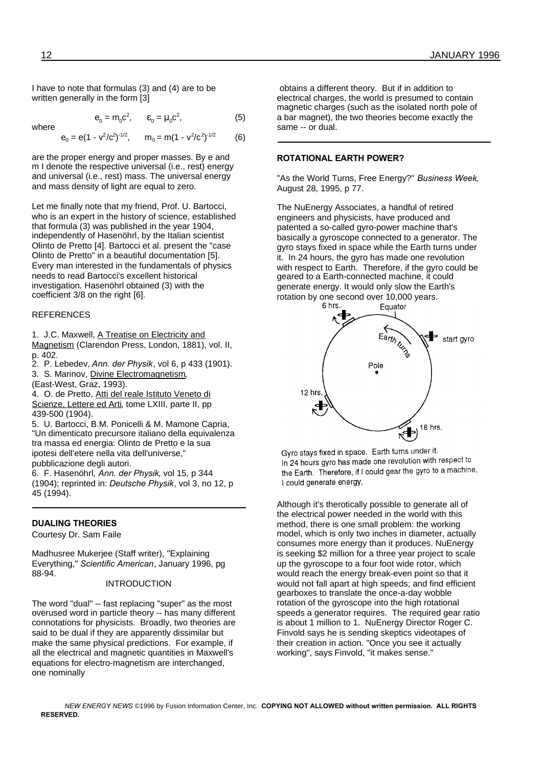I have to note that formulas (3) and (4) are to be written generally in the form [3]

$$e_0 = m_0c^2, \qquad \varepsilon_0 = \mu_0c^2, \tag{5}$$

where

$$e_0 = e(1 - v^2/c^2)^{-1/2}, \qquad m_0 = m(1 - v^2/c^2)^{-1/2} \tag{6}$$

are the proper energy and proper masses. By e and m I denote the respective universal (i.e., rest) energy and universal (i.e., rest) mass. The universal energy and mass density of light are equal to zero.

Let me finally note that my friend, Prof. U. Bartocci, who is an expert in the history of science, established that formula (3) was published in the year 1904, independently of Hasenöhrl, by the Italian scientist Olinto de Pretto [4]. Bartocci et al. present the "case Olinto de Pretto" in a beautiful documentation [5]. Every man interested in the fundamentals of physics needs to read Bartocci's excellent historical investigation. Hasenöhrl obtained (3) with the coefficient 3/8 on the right [6].

REFERENCES

1. J.C. Maxwell, A Treatise on Electricity and Magnetism (Clarendon Press, London, 1881), vol. II, p. 402.
2. P. Lebedev, *Ann. der Physik*, vol 6, p 433 (1901).
3. S. Marinov, Divine Electromagnetism, (East-West, Graz, 1993).
4. O. de Pretto, Atti del reale Istituto Veneto di Scienze, Lettere ed Arti, tome LXIII, parte II, pp 439-500 (1904).
5. U. Bartocci, B.M. Ponicelli & M. Mamone Capria, "Un dimenticato precursore italiano della equivalenza tra massa ed energia: Olinto de Pretto e la sua ipotesi dell'etere nella vita dell'universe," pubblicazione degli autori.
6. F. Hasenöhrl, *Ann. der Physik*, vol 15, p 344 (1904); reprinted in: *Deutsche Physik*, vol 3, no 12, p 45 (1994).

---

**DUALING THEORIES**

Courtesy Dr. Sam Faile

Madhusree Mukerjee (Staff writer), "Explaining Everything," *Scientific American*, January 1996, pg 88-94.

INTRODUCTION

The word "dual" -- fast replacing "super" as the most overused word in particle theory -- has many different connotations for physicists. Broadly, two theories are said to be dual if they are apparently dissimilar but make the same physical predictions. For example, if all the electrical and magnetic quantities in Maxwell's equations for electro-magnetism are interchanged, one nominally obtains a different theory. But if in addition to electrical charges, the world is presumed to contain magnetic charges (such as the isolated north pole of a bar magnet), the two theories become exactly the same -- or dual.

---

**ROTATIONAL EARTH POWER?**

"As the World Turns, Free Energy?" *Business Week*, August 28, 1995, p 77.

The NuEnergy Associates, a handful of retired engineers and physicists, have produced and patented a so-called gyro-power machine that's basically a gyroscope connected to a generator. The gyro stays fixed in space while the Earth turns under it. In 24 hours, the gyro has made one revolution with respect to Earth. Therefore, if the gyro could be geared to a Earth-connected machine, it could generate energy. It would only slow the Earth's rotation by one second over 10,000 years.

Gyro stays fixed in space. Earth turns under it. In 24 hours gyro has made one revolution with respect to the Earth. Therefore, if I could gear the gyro to a machine, I could generate energy.

Although it's therotically possible to generate all of the electrical power needed in the world with this method, there is one small problem: the working model, which is only two inches in diameter, actually consumes more energy than it produces. NuEnergy is seeking $2 million for a three year project to scale up the gyroscope to a four foot wide rotor, which would reach the energy break-even point so that it would not fall apart at high speeds; and find efficient gearboxes to translate the once-a-day wobble rotation of the gyroscope into the high rotational speeds a generator requires. The required gear ratio is about 1 million to 1. NuEnergy Director Roger C. Finvold says he is sending skeptics videotapes of their creation in action. "Once you see it actually working", says Finvold, "it makes sense."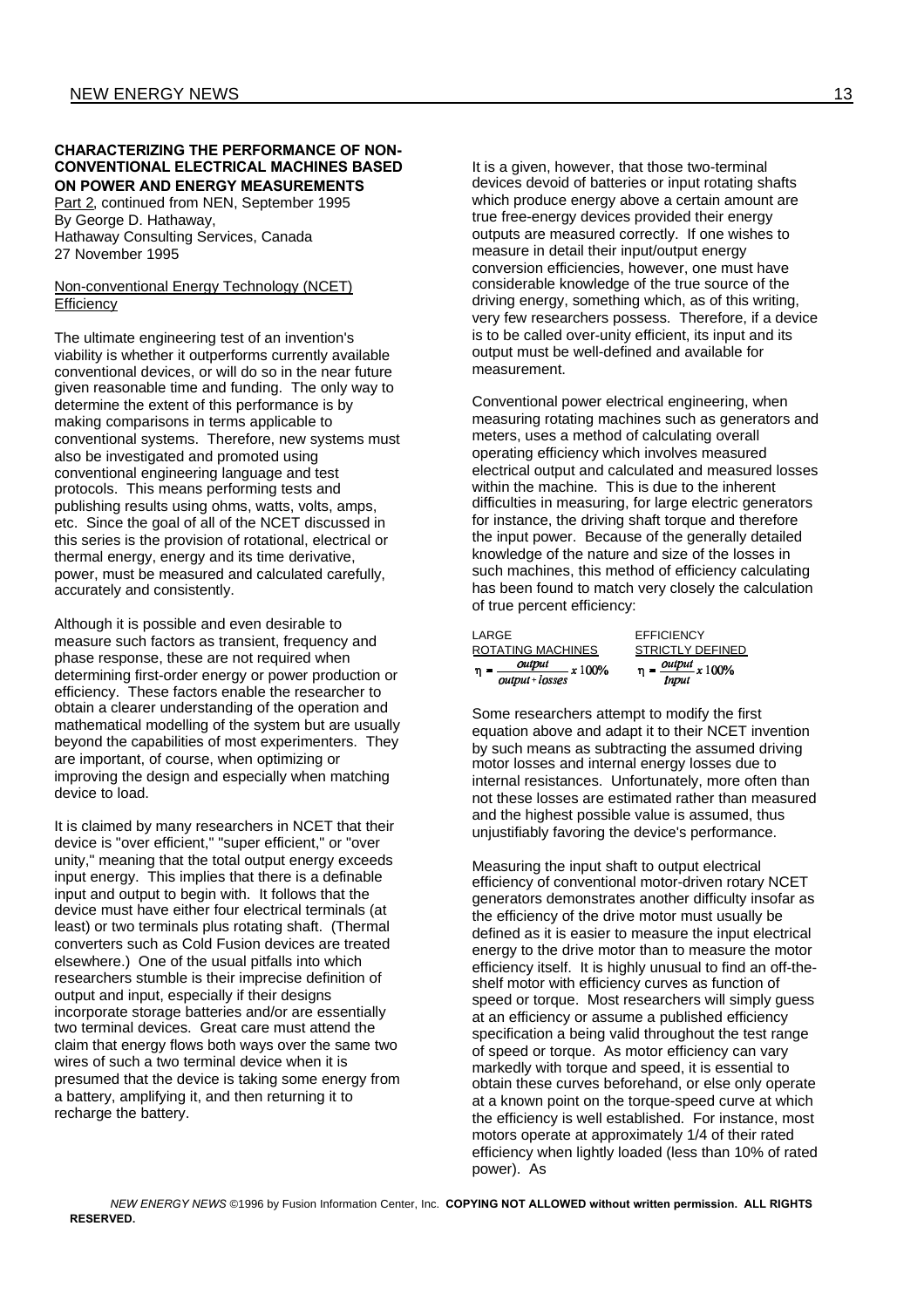**CHARACTERIZING THE PERFORMANCE OF NON-CONVENTIONAL ELECTRICAL MACHINES BASED ON POWER AND ENERGY MEASUREMENTS**

Part 2, continued from NEN, September 1995
By George D. Hathaway,
Hathaway Consulting Services, Canada
27 November 1995

Non-conventional Energy Technology (NCET) Efficiency

The ultimate engineering test of an invention's viability is whether it outperforms currently available conventional devices, or will do so in the near future given reasonable time and funding. The only way to determine the extent of this performance is by making comparisons in terms applicable to conventional systems. Therefore, new systems must also be investigated and promoted using conventional engineering language and test protocols. This means performing tests and publishing results using ohms, watts, volts, amps, etc. Since the goal of all of the NCET discussed in this series is the provision of rotational, electrical or thermal energy, energy and its time derivative, power, must be measured and calculated carefully, accurately and consistently.

Although it is possible and even desirable to measure such factors as transient, frequency and phase response, these are not required when determining first-order energy or power production or efficiency. These factors enable the researcher to obtain a clearer understanding of the operation and mathematical modelling of the system but are usually beyond the capabilities of most experimenters. They are important, of course, when optimizing or improving the design and especially when matching device to load.

It is claimed by many researchers in NCET that their device is "over efficient," "super efficient," or "over unity," meaning that the total output energy exceeds input energy. This implies that there is a definable input and output to begin with. It follows that the device must have either four electrical terminals (at least) or two terminals plus rotating shaft. (Thermal converters such as Cold Fusion devices are treated elsewhere.) One of the usual pitfalls into which researchers stumble is their imprecise definition of output and input, especially if their designs incorporate storage batteries and/or are essentially two terminal devices. Great care must attend the claim that energy flows both ways over the same two wires of such a two terminal device when it is presumed that the device is taking some energy from a battery, amplifying it, and then returning it to recharge the battery.

It is a given, however, that those two-terminal devices devoid of batteries or input rotating shafts which produce energy above a certain amount are true free-energy devices provided their energy outputs are measured correctly. If one wishes to measure in detail their input/output energy conversion efficiencies, however, one must have considerable knowledge of the true source of the driving energy, something which, as of this writing, very few researchers possess. Therefore, if a device is to be called over-unity efficient, its input and its output must be well-defined and available for measurement.

Conventional power electrical engineering, when measuring rotating machines such as generators and meters, uses a method of calculating overall operating efficiency which involves measured electrical output and calculated and measured losses within the machine. This is due to the inherent difficulties in measuring, for large electric generators for instance, the driving shaft torque and therefore the input power. Because of the generally detailed knowledge of the nature and size of the losses in such machines, this method of efficiency calculating has been found to match very closely the calculation of true percent efficiency:

| LARGE ROTATING MACHINES | EFFICIENCY STRICTLY DEFINED |
|---|---|
| $\eta = \dfrac{output}{output + losses} \times 100\%$ | $\eta = \dfrac{output}{input} \times 100\%$ |

Some researchers attempt to modify the first equation above and adapt it to their NCET invention by such means as subtracting the assumed driving motor losses and internal energy losses due to internal resistances. Unfortunately, more often than not these losses are estimated rather than measured and the highest possible value is assumed, thus unjustifiably favoring the device's performance.

Measuring the input shaft to output electrical efficiency of conventional motor-driven rotary NCET generators demonstrates another difficulty insofar as the efficiency of the drive motor must usually be defined as it is easier to measure the input electrical energy to the drive motor than to measure the motor efficiency itself. It is highly unusual to find an off-the-shelf motor with efficiency curves as function of speed or torque. Most researchers will simply guess at an efficiency or assume a published efficiency specification a being valid throughout the test range of speed or torque. As motor efficiency can vary markedly with torque and speed, it is essential to obtain these curves beforehand, or else only operate at a known point on the torque-speed curve at which the efficiency is well established. For instance, most motors operate at approximately 1/4 of their rated efficiency when lightly loaded (less than 10% of rated power). As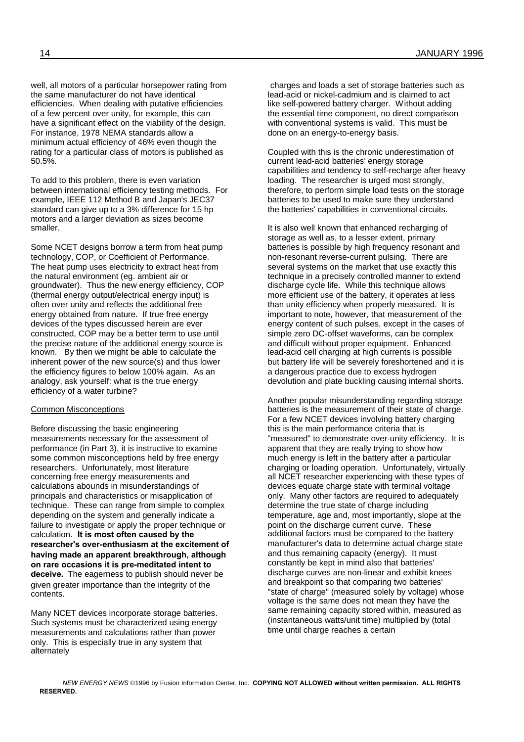well, all motors of a particular horsepower rating from the same manufacturer do not have identical efficiencies. When dealing with putative efficiencies of a few percent over unity, for example, this can have a significant effect on the viability of the design. For instance, 1978 NEMA standards allow a minimum actual efficiency of 46% even though the rating for a particular class of motors is published as 50.5%.

To add to this problem, there is even variation between international efficiency testing methods. For example, IEEE 112 Method B and Japan's JEC37 standard can give up to a 3% difference for 15 hp motors and a larger deviation as sizes become smaller.

Some NCET designs borrow a term from heat pump technology, COP, or Coefficient of Performance. The heat pump uses electricity to extract heat from the natural environment (eg. ambient air or groundwater). Thus the new energy efficiency, COP (thermal energy output/electrical energy input) is often over unity and reflects the additional free energy obtained from nature. If true free energy devices of the types discussed herein are ever constructed, COP may be a better term to use until the precise nature of the additional energy source is known. By then we might be able to calculate the inherent power of the new source(s) and thus lower the efficiency figures to below 100% again. As an analogy, ask yourself: what is the true energy efficiency of a water turbine?

## Common Misconceptions

Before discussing the basic engineering measurements necessary for the assessment of performance (in Part 3), it is instructive to examine some common misconceptions held by free energy researchers. Unfortunately, most literature concerning free energy measurements and calculations abounds in misunderstandings of principals and characteristics or misapplication of technique. These can range from simple to complex depending on the system and generally indicate a failure to investigate or apply the proper technique or calculation. **It is most often caused by the researcher's over-enthusiasm at the excitement of having made an apparent breakthrough, although on rare occasions it is pre-meditated intent to deceive.** The eagerness to publish should never be given greater importance than the integrity of the contents.

Many NCET devices incorporate storage batteries. Such systems must be characterized using energy measurements and calculations rather than power only. This is especially true in any system that alternately charges and loads a set of storage batteries such as lead-acid or nickel-cadmium and is claimed to act like self-powered battery charger. Without adding the essential time component, no direct comparison with conventional systems is valid. This must be done on an energy-to-energy basis.

Coupled with this is the chronic underestimation of current lead-acid batteries' energy storage capabilities and tendency to self-recharge after heavy loading. The researcher is urged most strongly, therefore, to perform simple load tests on the storage batteries to be used to make sure they understand the batteries' capabilities in conventional circuits.

It is also well known that enhanced recharging of storage as well as, to a lesser extent, primary batteries is possible by high frequency resonant and non-resonant reverse-current pulsing. There are several systems on the market that use exactly this technique in a precisely controlled manner to extend discharge cycle life. While this technique allows more efficient use of the battery, it operates at less than unity efficiency when properly measured. It is important to note, however, that measurement of the energy content of such pulses, except in the cases of simple zero DC-offset waveforms, can be complex and difficult without proper equipment. Enhanced lead-acid cell charging at high currents is possible but battery life will be severely foreshortened and it is a dangerous practice due to excess hydrogen devolution and plate buckling causing internal shorts.

Another popular misunderstanding regarding storage batteries is the measurement of their state of charge. For a few NCET devices involving battery charging this is the main performance criteria that is "measured" to demonstrate over-unity efficiency. It is apparent that they are really trying to show how much energy is left in the battery after a particular charging or loading operation. Unfortunately, virtually all NCET researcher experiencing with these types of devices equate charge state with terminal voltage only. Many other factors are required to adequately determine the true state of charge including temperature, age and, most importantly, slope at the point on the discharge current curve. These additional factors must be compared to the battery manufacturer's data to determine actual charge state and thus remaining capacity (energy). It must constantly be kept in mind also that batteries' discharge curves are non-linear and exhibit knees and breakpoint so that comparing two batteries' "state of charge" (measured solely by voltage) whose voltage is the same does not mean they have the same remaining capacity stored within, measured as (instantaneous watts/unit time) multiplied by (total time until charge reaches a certain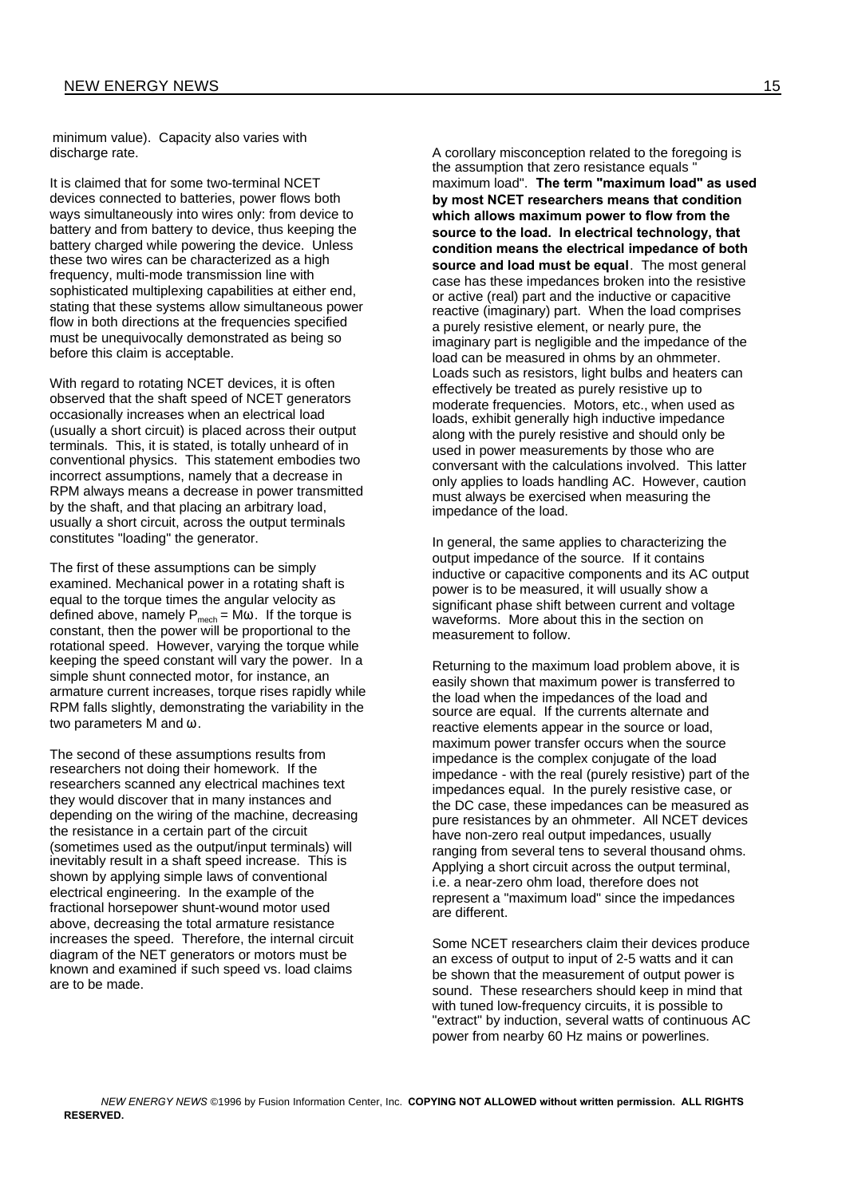minimum value). Capacity also varies with discharge rate.

It is claimed that for some two-terminal NCET devices connected to batteries, power flows both ways simultaneously into wires only: from device to battery and from battery to device, thus keeping the battery charged while powering the device. Unless these two wires can be characterized as a high frequency, multi-mode transmission line with sophisticated multiplexing capabilities at either end, stating that these systems allow simultaneous power flow in both directions at the frequencies specified must be unequivocally demonstrated as being so before this claim is acceptable.

With regard to rotating NCET devices, it is often observed that the shaft speed of NCET generators occasionally increases when an electrical load (usually a short circuit) is placed across their output terminals. This, it is stated, is totally unheard of in conventional physics. This statement embodies two incorrect assumptions, namely that a decrease in RPM always means a decrease in power transmitted by the shaft, and that placing an arbitrary load, usually a short circuit, across the output terminals constitutes "loading" the generator.

The first of these assumptions can be simply examined. Mechanical power in a rotating shaft is equal to the torque times the angular velocity as defined above, namely $P_{mech} = M\omega$. If the torque is constant, then the power will be proportional to the rotational speed. However, varying the torque while keeping the speed constant will vary the power. In a simple shunt connected motor, for instance, an armature current increases, torque rises rapidly while RPM falls slightly, demonstrating the variability in the two parameters M and $\omega$.

The second of these assumptions results from researchers not doing their homework. If the researchers scanned any electrical machines text they would discover that in many instances and depending on the wiring of the machine, decreasing the resistance in a certain part of the circuit (sometimes used as the output/input terminals) will inevitably result in a shaft speed increase. This is shown by applying simple laws of conventional electrical engineering. In the example of the fractional horsepower shunt-wound motor used above, decreasing the total armature resistance increases the speed. Therefore, the internal circuit diagram of the NET generators or motors must be known and examined if such speed vs. load claims are to be made.

A corollary misconception related to the foregoing is the assumption that zero resistance equals " maximum load". **The term "maximum load" as used by most NCET researchers means that condition which allows maximum power to flow from the source to the load. In electrical technology, that condition means the electrical impedance of both source and load must be equal**. The most general case has these impedances broken into the resistive or active (real) part and the inductive or capacitive reactive (imaginary) part. When the load comprises a purely resistive element, or nearly pure, the imaginary part is negligible and the impedance of the load can be measured in ohms by an ohmmeter. Loads such as resistors, light bulbs and heaters can effectively be treated as purely resistive up to moderate frequencies. Motors, etc., when used as loads, exhibit generally high inductive impedance along with the purely resistive and should only be used in power measurements by those who are conversant with the calculations involved. This latter only applies to loads handling AC. However, caution must always be exercised when measuring the impedance of the load.

In general, the same applies to characterizing the output impedance of the source. If it contains inductive or capacitive components and its AC output power is to be measured, it will usually show a significant phase shift between current and voltage waveforms. More about this in the section on measurement to follow.

Returning to the maximum load problem above, it is easily shown that maximum power is transferred to the load when the impedances of the load and source are equal. If the currents alternate and reactive elements appear in the source or load, maximum power transfer occurs when the source impedance is the complex conjugate of the load impedance - with the real (purely resistive) part of the impedances equal. In the purely resistive case, or the DC case, these impedances can be measured as pure resistances by an ohmmeter. All NCET devices have non-zero real output impedances, usually ranging from several tens to several thousand ohms. Applying a short circuit across the output terminal, i.e. a near-zero ohm load, therefore does not represent a "maximum load" since the impedances are different.

Some NCET researchers claim their devices produce an excess of output to input of 2-5 watts and it can be shown that the measurement of output power is sound. These researchers should keep in mind that with tuned low-frequency circuits, it is possible to "extract" by induction, several watts of continuous AC power from nearby 60 Hz mains or powerlines.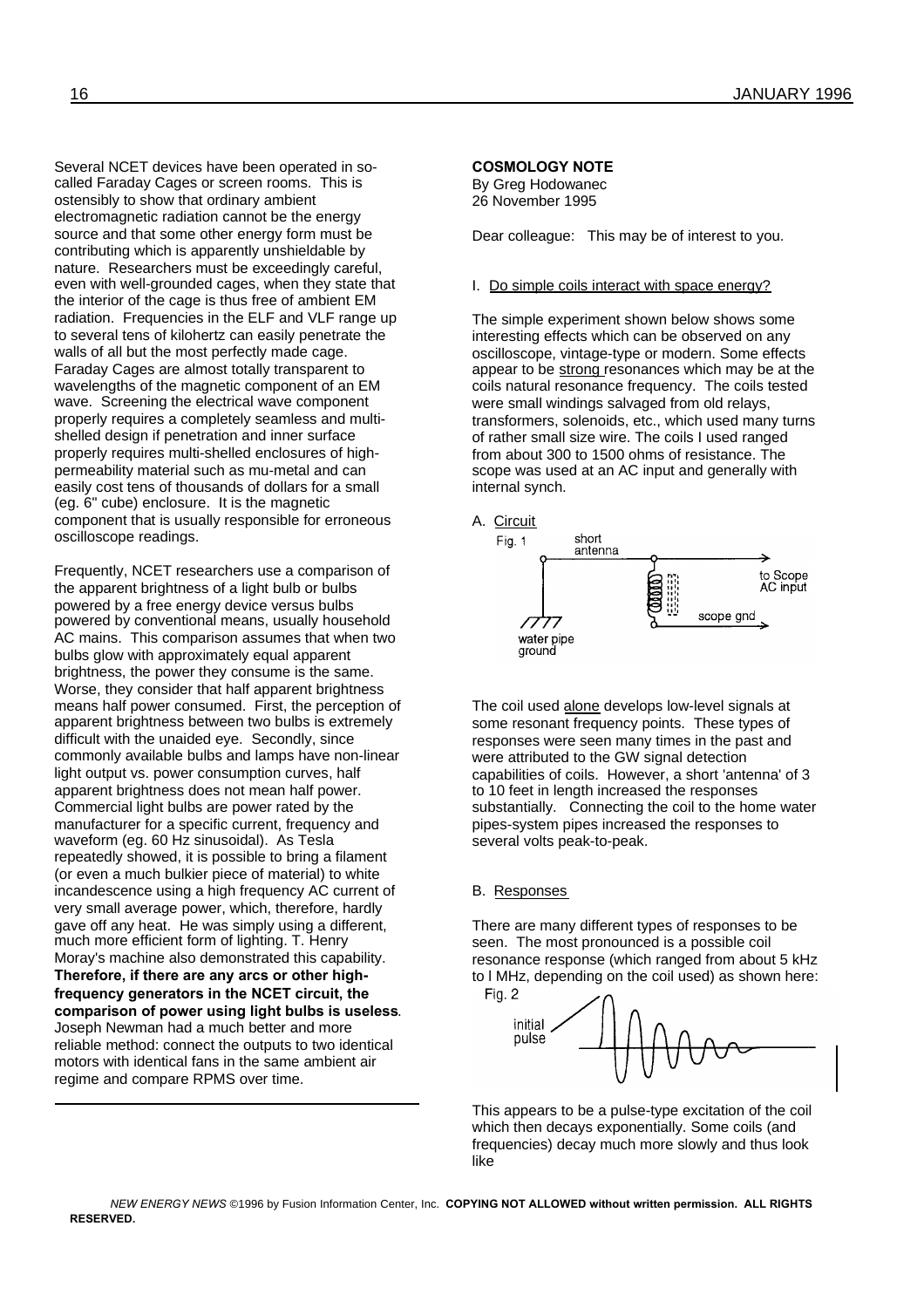Several NCET devices have been operated in so-called Faraday Cages or screen rooms. This is ostensibly to show that ordinary ambient electromagnetic radiation cannot be the energy source and that some other energy form must be contributing which is apparently unshieldable by nature. Researchers must be exceedingly careful, even with well-grounded cages, when they state that the interior of the cage is thus free of ambient EM radiation. Frequencies in the ELF and VLF range up to several tens of kilohertz can easily penetrate the walls of all but the most perfectly made cage. Faraday Cages are almost totally transparent to wavelengths of the magnetic component of an EM wave. Screening the electrical wave component properly requires a completely seamless and multi-shelled design if penetration and inner surface properly requires multi-shelled enclosures of high-permeability material such as mu-metal and can easily cost tens of thousands of dollars for a small (eg. 6" cube) enclosure. It is the magnetic component that is usually responsible for erroneous oscilloscope readings.

Frequently, NCET researchers use a comparison of the apparent brightness of a light bulb or bulbs powered by a free energy device versus bulbs powered by conventional means, usually household AC mains. This comparison assumes that when two bulbs glow with approximately equal apparent brightness, the power they consume is the same. Worse, they consider that half apparent brightness means half power consumed. First, the perception of apparent brightness between two bulbs is extremely difficult with the unaided eye. Secondly, since commonly available bulbs and lamps have non-linear light output vs. power consumption curves, half apparent brightness does not mean half power. Commercial light bulbs are power rated by the manufacturer for a specific current, frequency and waveform (eg. 60 Hz sinusoidal). As Tesla repeatedly showed, it is possible to bring a filament (or even a much bulkier piece of material) to white incandescence using a high frequency AC current of very small average power, which, therefore, hardly gave off any heat. He was simply using a different, much more efficient form of lighting. T. Henry Moray's machine also demonstrated this capability. **Therefore, if there are any arcs or other high-frequency generators in the NCET circuit, the comparison of power using light bulbs is useless**. Joseph Newman had a much better and more reliable method: connect the outputs to two identical motors with identical fans in the same ambient air regime and compare RPMS over time.

---

**COSMOLOGY NOTE**
By Greg Hodowanec
26 November 1995

Dear colleague: This may be of interest to you.

I. Do simple coils interact with space energy?

The simple experiment shown below shows some interesting effects which can be observed on any oscilloscope, vintage-type or modern. Some effects appear to be strong resonances which may be at the coils natural resonance frequency. The coils tested were small windings salvaged from old relays, transformers, solenoids, etc., which used many turns of rather small size wire. The coils I used ranged from about 300 to 1500 ohms of resistance. The scope was used at an AC input and generally with internal synch.

A. Circuit

Fig. 1

short antenna — to Scope AC input — scope gnd — water pipe ground

The coil used alone develops low-level signals at some resonant frequency points. These types of responses were seen many times in the past and were attributed to the GW signal detection capabilities of coils. However, a short 'antenna' of 3 to 10 feet in length increased the responses substantially. Connecting the coil to the home water pipes-system pipes increased the responses to several volts peak-to-peak.

B. Responses

There are many different types of responses to be seen. The most pronounced is a possible coil resonance response (which ranged from about 5 kHz to l MHz, depending on the coil used) as shown here:

Fig. 2

initial pulse

This appears to be a pulse-type excitation of the coil which then decays exponentially. Some coils (and frequencies) decay much more slowly and thus look like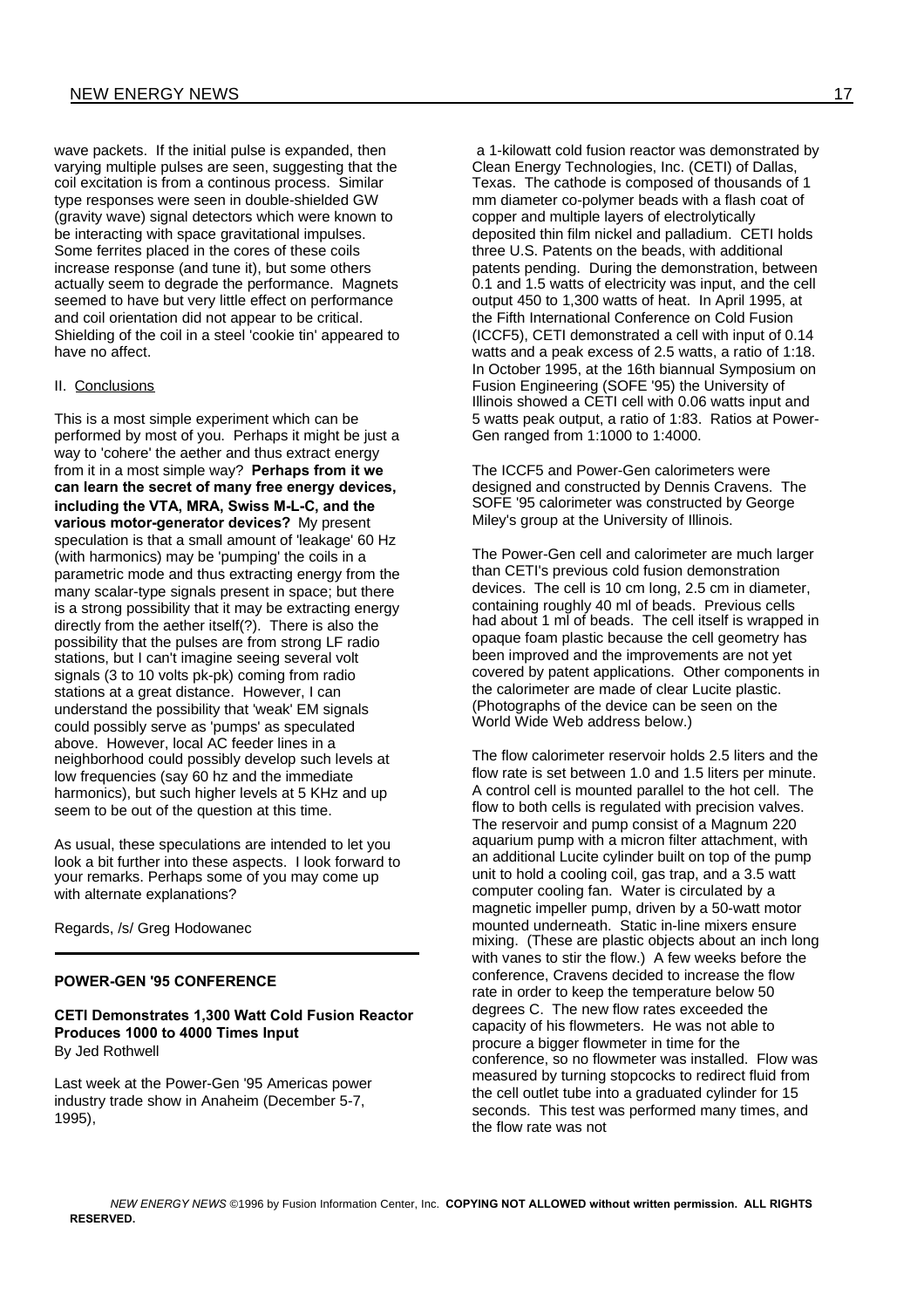wave packets. If the initial pulse is expanded, then varying multiple pulses are seen, suggesting that the coil excitation is from a continous process. Similar type responses were seen in double-shielded GW (gravity wave) signal detectors which were known to be interacting with space gravitational impulses. Some ferrites placed in the cores of these coils increase response (and tune it), but some others actually seem to degrade the performance. Magnets seemed to have but very little effect on performance and coil orientation did not appear to be critical. Shielding of the coil in a steel 'cookie tin' appeared to have no affect.

II. Conclusions

This is a most simple experiment which can be performed by most of you. Perhaps it might be just a way to 'cohere' the aether and thus extract energy from it in a most simple way? **Perhaps from it we can learn the secret of many free energy devices, including the VTA, MRA, Swiss M-L-C, and the various motor-generator devices?** My present speculation is that a small amount of 'leakage' 60 Hz (with harmonics) may be 'pumping' the coils in a parametric mode and thus extracting energy from the many scalar-type signals present in space; but there is a strong possibility that it may be extracting energy directly from the aether itself(?). There is also the possibility that the pulses are from strong LF radio stations, but I can't imagine seeing several volt signals (3 to 10 volts pk-pk) coming from radio stations at a great distance. However, I can understand the possibility that 'weak' EM signals could possibly serve as 'pumps' as speculated above. However, local AC feeder lines in a neighborhood could possibly develop such levels at low frequencies (say 60 hz and the immediate harmonics), but such higher levels at 5 KHz and up seem to be out of the question at this time.

As usual, these speculations are intended to let you look a bit further into these aspects. I look forward to your remarks. Perhaps some of you may come up with alternate explanations?

Regards, /s/ Greg Hodowanec

---

## POWER-GEN '95 CONFERENCE

### CETI Demonstrates 1,300 Watt Cold Fusion Reactor Produces 1000 to 4000 Times Input

By Jed Rothwell

Last week at the Power-Gen '95 Americas power industry trade show in Anaheim (December 5-7, 1995), a 1-kilowatt cold fusion reactor was demonstrated by Clean Energy Technologies, Inc. (CETI) of Dallas, Texas. The cathode is composed of thousands of 1 mm diameter co-polymer beads with a flash coat of copper and multiple layers of electrolytically deposited thin film nickel and palladium. CETI holds three U.S. Patents on the beads, with additional patents pending. During the demonstration, between 0.1 and 1.5 watts of electricity was input, and the cell output 450 to 1,300 watts of heat. In April 1995, at the Fifth International Conference on Cold Fusion (ICCF5), CETI demonstrated a cell with input of 0.14 watts and a peak excess of 2.5 watts, a ratio of 1:18. In October 1995, at the 16th biannual Symposium on Fusion Engineering (SOFE '95) the University of Illinois showed a CETI cell with 0.06 watts input and 5 watts peak output, a ratio of 1:83. Ratios at Power-Gen ranged from 1:1000 to 1:4000.

The ICCF5 and Power-Gen calorimeters were designed and constructed by Dennis Cravens. The SOFE '95 calorimeter was constructed by George Miley's group at the University of Illinois.

The Power-Gen cell and calorimeter are much larger than CETI's previous cold fusion demonstration devices. The cell is 10 cm long, 2.5 cm in diameter, containing roughly 40 ml of beads. Previous cells had about 1 ml of beads. The cell itself is wrapped in opaque foam plastic because the cell geometry has been improved and the improvements are not yet covered by patent applications. Other components in the calorimeter are made of clear Lucite plastic. (Photographs of the device can be seen on the World Wide Web address below.)

The flow calorimeter reservoir holds 2.5 liters and the flow rate is set between 1.0 and 1.5 liters per minute. A control cell is mounted parallel to the hot cell. The flow to both cells is regulated with precision valves. The reservoir and pump consist of a Magnum 220 aquarium pump with a micron filter attachment, with an additional Lucite cylinder built on top of the pump unit to hold a cooling coil, gas trap, and a 3.5 watt computer cooling fan. Water is circulated by a magnetic impeller pump, driven by a 50-watt motor mounted underneath. Static in-line mixers ensure mixing. (These are plastic objects about an inch long with vanes to stir the flow.) A few weeks before the conference, Cravens decided to increase the flow rate in order to keep the temperature below 50 degrees C. The new flow rates exceeded the capacity of his flowmeters. He was not able to procure a bigger flowmeter in time for the conference, so no flowmeter was installed. Flow was measured by turning stopcocks to redirect fluid from the cell outlet tube into a graduated cylinder for 15 seconds. This test was performed many times, and the flow rate was not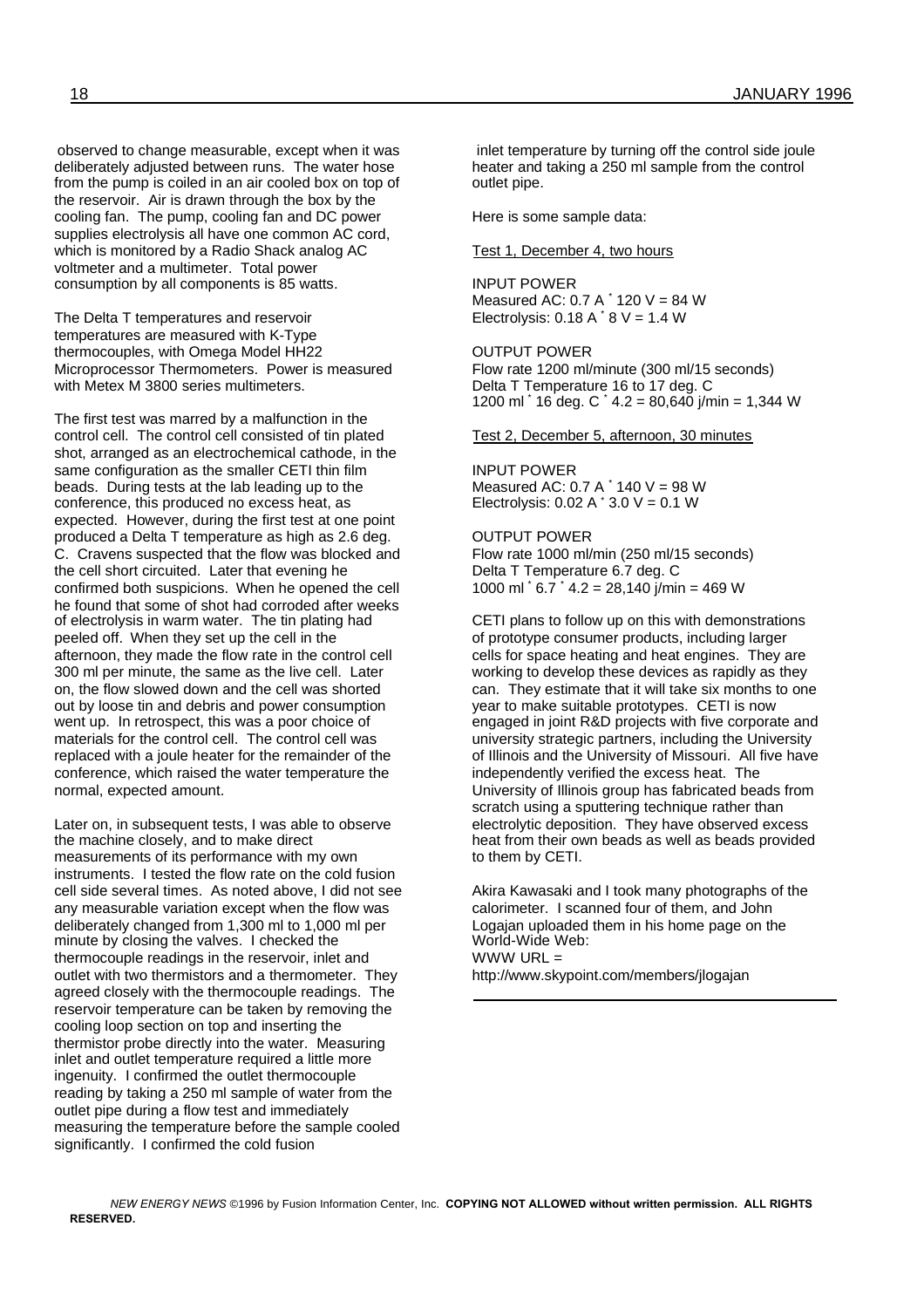observed to change measurable, except when it was deliberately adjusted between runs. The water hose from the pump is coiled in an air cooled box on top of the reservoir. Air is drawn through the box by the cooling fan. The pump, cooling fan and DC power supplies electrolysis all have one common AC cord, which is monitored by a Radio Shack analog AC voltmeter and a multimeter. Total power consumption by all components is 85 watts.

The Delta T temperatures and reservoir temperatures are measured with K-Type thermocouples, with Omega Model HH22 Microprocessor Thermometers. Power is measured with Metex M 3800 series multimeters.

The first test was marred by a malfunction in the control cell. The control cell consisted of tin plated shot, arranged as an electrochemical cathode, in the same configuration as the smaller CETI thin film beads. During tests at the lab leading up to the conference, this produced no excess heat, as expected. However, during the first test at one point produced a Delta T temperature as high as 2.6 deg. C. Cravens suspected that the flow was blocked and the cell short circuited. Later that evening he confirmed both suspicions. When he opened the cell he found that some of shot had corroded after weeks of electrolysis in warm water. The tin plating had peeled off. When they set up the cell in the afternoon, they made the flow rate in the control cell 300 ml per minute, the same as the live cell. Later on, the flow slowed down and the cell was shorted out by loose tin and debris and power consumption went up. In retrospect, this was a poor choice of materials for the control cell. The control cell was replaced with a joule heater for the remainder of the conference, which raised the water temperature the normal, expected amount.

Later on, in subsequent tests, I was able to observe the machine closely, and to make direct measurements of its performance with my own instruments. I tested the flow rate on the cold fusion cell side several times. As noted above, I did not see any measurable variation except when the flow was deliberately changed from 1,300 ml to 1,000 ml per minute by closing the valves. I checked the thermocouple readings in the reservoir, inlet and outlet with two thermistors and a thermometer. They agreed closely with the thermocouple readings. The reservoir temperature can be taken by removing the cooling loop section on top and inserting the thermistor probe directly into the water. Measuring inlet and outlet temperature required a little more ingenuity. I confirmed the outlet thermocouple reading by taking a 250 ml sample of water from the outlet pipe during a flow test and immediately measuring the temperature before the sample cooled significantly. I confirmed the cold fusion inlet temperature by turning off the control side joule heater and taking a 250 ml sample from the control outlet pipe.

Here is some sample data:

Test 1, December 4, two hours

INPUT POWER
Measured AC: 0.7 A * 120 V = 84 W
Electrolysis: 0.18 A * 8 V = 1.4 W

OUTPUT POWER
Flow rate 1200 ml/minute (300 ml/15 seconds)
Delta T Temperature 16 to 17 deg. C
1200 ml * 16 deg. C * 4.2 = 80,640 j/min = 1,344 W

Test 2, December 5, afternoon, 30 minutes

INPUT POWER
Measured AC: 0.7 A * 140 V = 98 W
Electrolysis: 0.02 A * 3.0 V = 0.1 W

OUTPUT POWER
Flow rate 1000 ml/min (250 ml/15 seconds)
Delta T Temperature 6.7 deg. C
1000 ml * 6.7 * 4.2 = 28,140 j/min = 469 W

CETI plans to follow up on this with demonstrations of prototype consumer products, including larger cells for space heating and heat engines. They are working to develop these devices as rapidly as they can. They estimate that it will take six months to one year to make suitable prototypes. CETI is now engaged in joint R&D projects with five corporate and university strategic partners, including the University of Illinois and the University of Missouri. All five have independently verified the excess heat. The University of Illinois group has fabricated beads from scratch using a sputtering technique rather than electrolytic deposition. They have observed excess heat from their own beads as well as beads provided to them by CETI.

Akira Kawasaki and I took many photographs of the calorimeter. I scanned four of them, and John Logajan uploaded them in his home page on the World-Wide Web:
WWW URL =
http://www.skypoint.com/members/jlogajan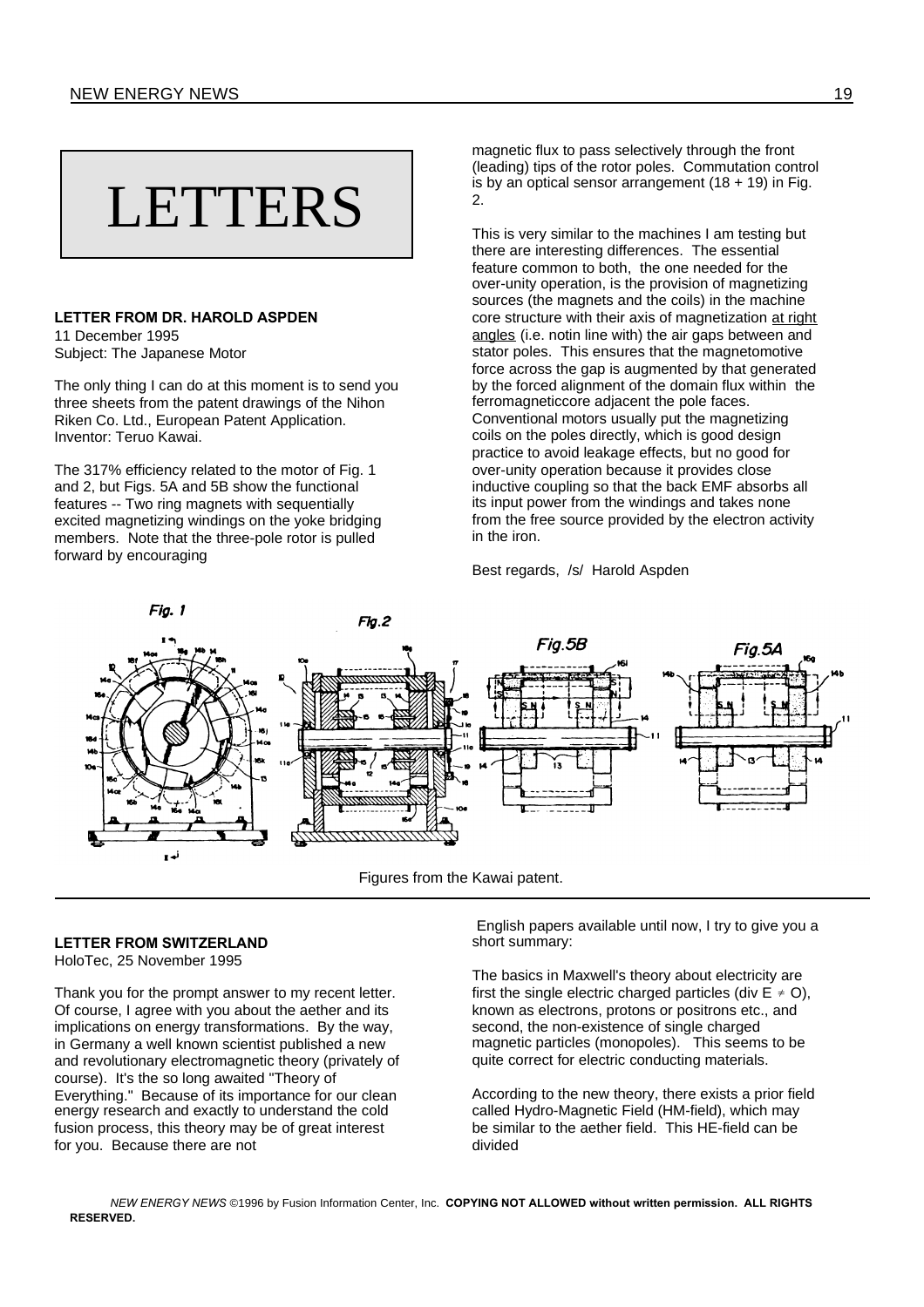# LETTERS

### LETTER FROM DR. HAROLD ASPDEN

11 December 1995
Subject: The Japanese Motor

The only thing I can do at this moment is to send you three sheets from the patent drawings of the Nihon Riken Co. Ltd., European Patent Application. Inventor: Teruo Kawai.

The 317% efficiency related to the motor of Fig. 1 and 2, but Figs. 5A and 5B show the functional features -- Two ring magnets with sequentially excited magnetizing windings on the yoke bridging members. Note that the three-pole rotor is pulled forward by encouraging magnetic flux to pass selectively through the front (leading) tips of the rotor poles. Commutation control is by an optical sensor arrangement (18 + 19) in Fig. 2.

This is very similar to the machines I am testing but there are interesting differences. The essential feature common to both, the one needed for the over-unity operation, is the provision of magnetizing sources (the magnets and the coils) in the machine core structure with their axis of magnetization at right angles (i.e. notin line with) the air gaps between and stator poles. This ensures that the magnetomotive force across the gap is augmented by that generated by the forced alignment of the domain flux within the ferromagneticcore adjacent the pole faces. Conventional motors usually put the magnetizing coils on the poles directly, which is good design practice to avoid leakage effects, but no good for over-unity operation because it provides close inductive coupling so that the back EMF absorbs all its input power from the windings and takes none from the free source provided by the electron activity in the iron.

Best regards, /s/ Harold Aspden

Figures from the Kawai patent.

### LETTER FROM SWITZERLAND

HoloTec, 25 November 1995

Thank you for the prompt answer to my recent letter. Of course, I agree with you about the aether and its implications on energy transformations. By the way, in Germany a well known scientist published a new and revolutionary electromagnetic theory (privately of course). It's the so long awaited "Theory of Everything." Because of its importance for our clean energy research and exactly to understand the cold fusion process, this theory may be of great interest for you. Because there are not English papers available until now, I try to give you a short summary:

The basics in Maxwell's theory about electricity are first the single electric charged particles (div $E \neq O$), known as electrons, protons or positrons etc., and second, the non-existence of single charged magnetic particles (monopoles). This seems to be quite correct for electric conducting materials.

According to the new theory, there exists a prior field called Hydro-Magnetic Field (HM-field), which may be similar to the aether field. This HE-field can be divided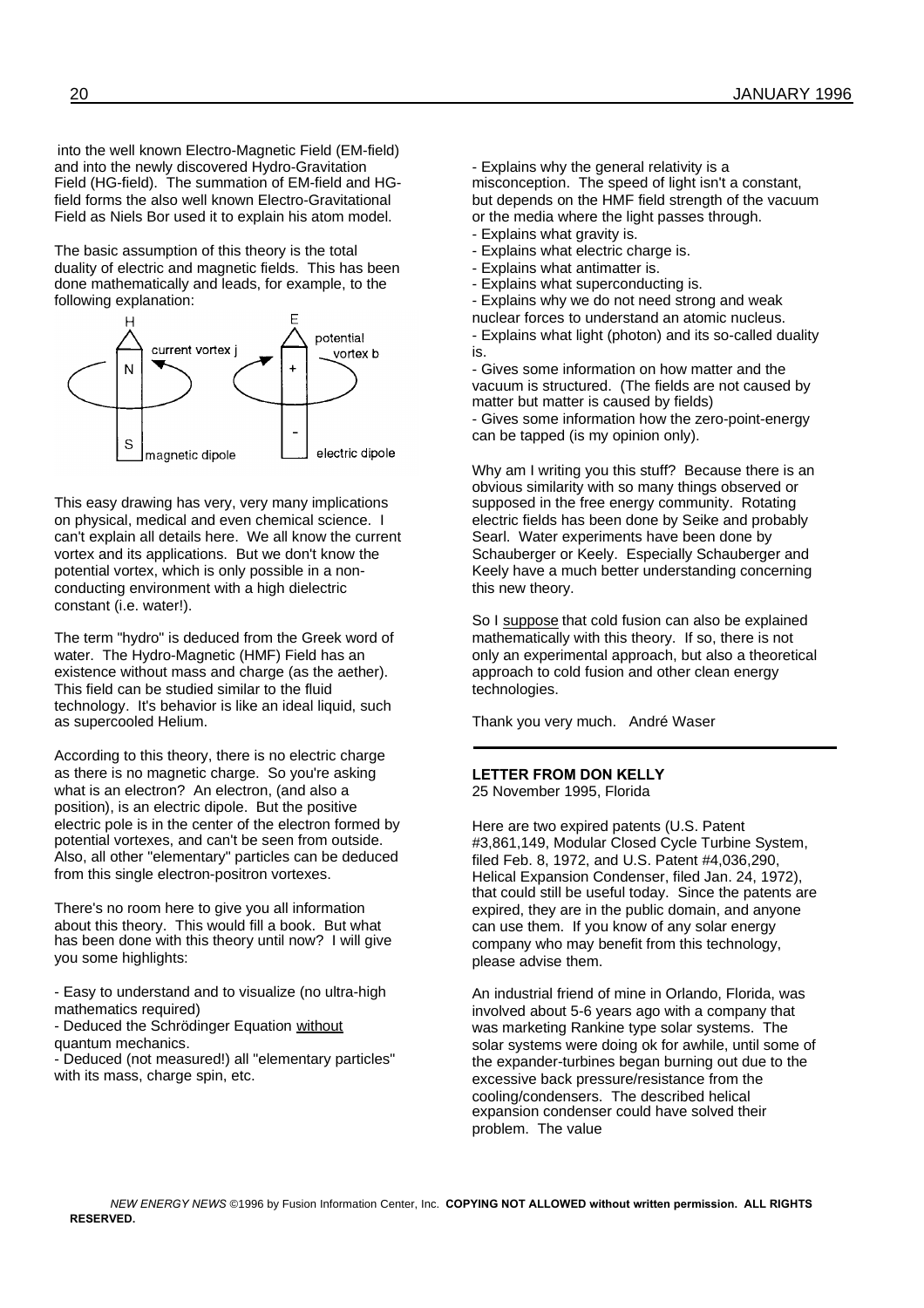into the well known Electro-Magnetic Field (EM-field) and into the newly discovered Hydro-Gravitation Field (HG-field). The summation of EM-field and HG-field forms the also well known Electro-Gravitational Field as Niels Bor used it to explain his atom model.

The basic assumption of this theory is the total duality of electric and magnetic fields. This has been done mathematically and leads, for example, to the following explanation:

H — current vortex j — N / S — magnetic dipole

E — potential vortex b — + / - — electric dipole

This easy drawing has very, very many implications on physical, medical and even chemical science. I can't explain all details here. We all know the current vortex and its applications. But we don't know the potential vortex, which is only possible in a non-conducting environment with a high dielectric constant (i.e. water!).

The term "hydro" is deduced from the Greek word of water. The Hydro-Magnetic (HMF) Field has an existence without mass and charge (as the aether). This field can be studied similar to the fluid technology. It's behavior is like an ideal liquid, such as supercooled Helium.

According to this theory, there is no electric charge as there is no magnetic charge. So you're asking what is an electron? An electron, (and also a position), is an electric dipole. But the positive electric pole is in the center of the electron formed by potential vortexes, and can't be seen from outside. Also, all other "elementary" particles can be deduced from this single electron-positron vortexes.

There's no room here to give you all information about this theory. This would fill a book. But what has been done with this theory until now? I will give you some highlights:

- Easy to understand and to visualize (no ultra-high mathematics required)
- Deduced the Schrödinger Equation <u>without</u> quantum mechanics.
- Deduced (not measured!) all "elementary particles" with its mass, charge spin, etc.
- Explains why the general relativity is a misconception. The speed of light isn't a constant, but depends on the HMF field strength of the vacuum or the media where the light passes through.
- Explains what gravity is.
- Explains what electric charge is.
- Explains what antimatter is.
- Explains what superconducting is.
- Explains why we do not need strong and weak nuclear forces to understand an atomic nucleus.
- Explains what light (photon) and its so-called duality is.
- Gives some information on how matter and the vacuum is structured. (The fields are not caused by matter but matter is caused by fields)
- Gives some information how the zero-point-energy can be tapped (is my opinion only).

Why am I writing you this stuff? Because there is an obvious similarity with so many things observed or supposed in the free energy community. Rotating electric fields has been done by Seike and probably Searl. Water experiments have been done by Schauberger or Keely. Especially Schauberger and Keely have a much better understanding concerning this new theory.

So I <u>suppose</u> that cold fusion can also be explained mathematically with this theory. If so, there is not only an experimental approach, but also a theoretical approach to cold fusion and other clean energy technologies.

Thank you very much. André Waser

---

**LETTER FROM DON KELLY**
25 November 1995, Florida

Here are two expired patents (U.S. Patent #3,861,149, Modular Closed Cycle Turbine System, filed Feb. 8, 1972, and U.S. Patent #4,036,290, Helical Expansion Condenser, filed Jan. 24, 1972), that could still be useful today. Since the patents are expired, they are in the public domain, and anyone can use them. If you know of any solar energy company who may benefit from this technology, please advise them.

An industrial friend of mine in Orlando, Florida, was involved about 5-6 years ago with a company that was marketing Rankine type solar systems. The solar systems were doing ok for awhile, until some of the expander-turbines began burning out due to the excessive back pressure/resistance from the cooling/condensers. The described helical expansion condenser could have solved their problem. The value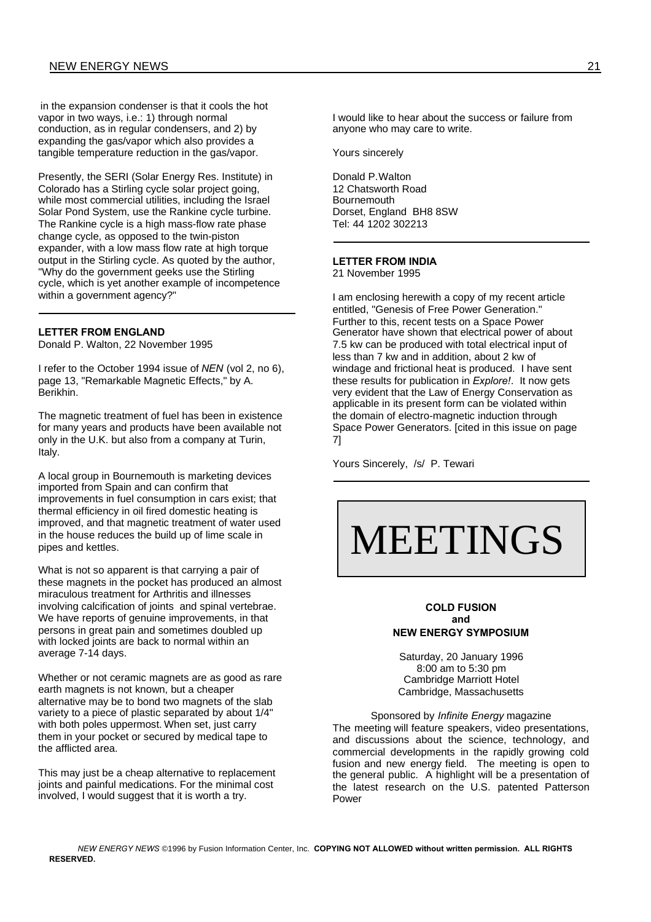in the expansion condenser is that it cools the hot vapor in two ways, i.e.: 1) through normal conduction, as in regular condensers, and 2) by expanding the gas/vapor which also provides a tangible temperature reduction in the gas/vapor.

Presently, the SERI (Solar Energy Res. Institute) in Colorado has a Stirling cycle solar project going, while most commercial utilities, including the Israel Solar Pond System, use the Rankine cycle turbine. The Rankine cycle is a high mass-flow rate phase change cycle, as opposed to the twin-piston expander, with a low mass flow rate at high torque output in the Stirling cycle. As quoted by the author, "Why do the government geeks use the Stirling cycle, which is yet another example of incompetence within a government agency?"

---

### LETTER FROM ENGLAND

Donald P. Walton, 22 November 1995

I refer to the October 1994 issue of *NEN* (vol 2, no 6), page 13, "Remarkable Magnetic Effects," by A. Berikhin.

The magnetic treatment of fuel has been in existence for many years and products have been available not only in the U.K. but also from a company at Turin, Italy.

A local group in Bournemouth is marketing devices imported from Spain and can confirm that improvements in fuel consumption in cars exist; that thermal efficiency in oil fired domestic heating is improved, and that magnetic treatment of water used in the house reduces the build up of lime scale in pipes and kettles.

What is not so apparent is that carrying a pair of these magnets in the pocket has produced an almost miraculous treatment for Arthritis and illnesses involving calcification of joints and spinal vertebrae. We have reports of genuine improvements, in that persons in great pain and sometimes doubled up with locked joints are back to normal within an average 7-14 days.

Whether or not ceramic magnets are as good as rare earth magnets is not known, but a cheaper alternative may be to bond two magnets of the slab variety to a piece of plastic separated by about 1/4" with both poles uppermost. When set, just carry them in your pocket or secured by medical tape to the afflicted area.

This may just be a cheap alternative to replacement joints and painful medications. For the minimal cost involved, I would suggest that it is worth a try.

I would like to hear about the success or failure from anyone who may care to write.

Yours sincerely

Donald P. Walton
12 Chatsworth Road
Bournemouth
Dorset, England BH8 8SW
Tel: 44 1202 302213

---

### LETTER FROM INDIA

21 November 1995

I am enclosing herewith a copy of my recent article entitled, "Genesis of Free Power Generation." Further to this, recent tests on a Space Power Generator have shown that electrical power of about 7.5 kw can be produced with total electrical input of less than 7 kw and in addition, about 2 kw of windage and frictional heat is produced. I have sent these results for publication in *Explore!*. It now gets very evident that the Law of Energy Conservation as applicable in its present form can be violated within the domain of electro-magnetic induction through Space Power Generators. [cited in this issue on page 7]

Yours Sincerely, /s/ P. Tewari

---

# MEETINGS

**COLD FUSION**
**and**
**NEW ENERGY SYMPOSIUM**

Saturday, 20 January 1996
8:00 am to 5:30 pm
Cambridge Marriott Hotel
Cambridge, Massachusetts

Sponsored by *Infinite Energy* magazine

The meeting will feature speakers, video presentations, and discussions about the science, technology, and commercial developments in the rapidly growing cold fusion and new energy field. The meeting is open to the general public. A highlight will be a presentation of the latest research on the U.S. patented Patterson Power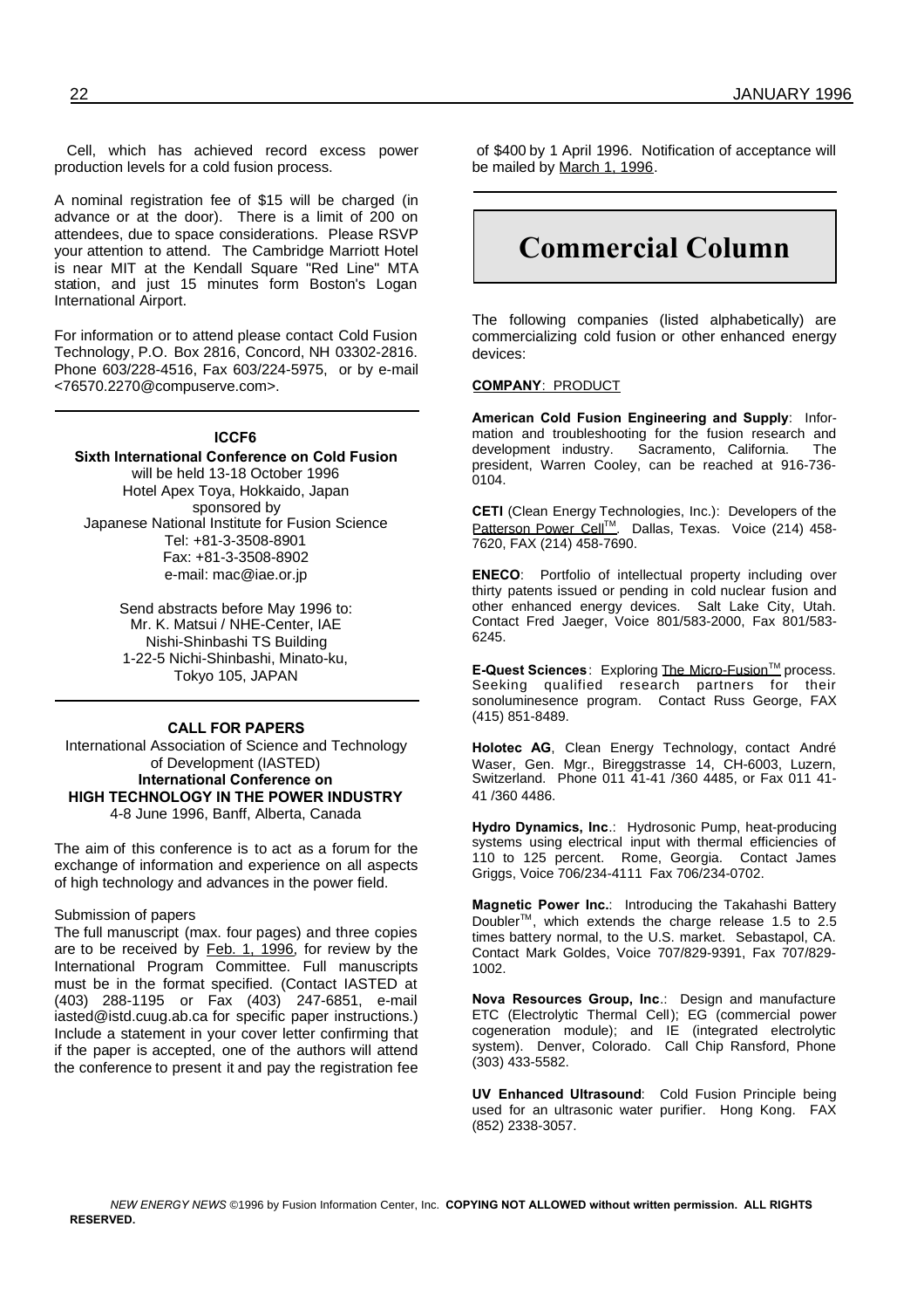Cell, which has achieved record excess power production levels for a cold fusion process.

A nominal registration fee of $15 will be charged (in advance or at the door). There is a limit of 200 on attendees, due to space considerations. Please RSVP your attention to attend. The Cambridge Marriott Hotel is near MIT at the Kendall Square "Red Line" MTA station, and just 15 minutes form Boston's Logan International Airport.

For information or to attend please contact Cold Fusion Technology, P.O. Box 2816, Concord, NH 03302-2816. Phone 603/228-4516, Fax 603/224-5975, or by e-mail <76570.2270@compuserve.com>.

---

**ICCF6**

**Sixth International Conference on Cold Fusion**
will be held 13-18 October 1996
Hotel Apex Toya, Hokkaido, Japan
sponsored by
Japanese National Institute for Fusion Science
Tel: +81-3-3508-8901
Fax: +81-3-3508-8902
e-mail: mac@iae.or.jp

Send abstracts before May 1996 to:
Mr. K. Matsui / NHE-Center, IAE
Nishi-Shinbashi TS Building
1-22-5 Nichi-Shinbashi, Minato-ku,
Tokyo 105, JAPAN

---

**CALL FOR PAPERS**

International Association of Science and Technology of Development (IASTED)
**International Conference on**
**HIGH TECHNOLOGY IN THE POWER INDUSTRY**
4-8 June 1996, Banff, Alberta, Canada

The aim of this conference is to act as a forum for the exchange of information and experience on all aspects of high technology and advances in the power field.

Submission of papers

The full manuscript (max. four pages) and three copies are to be received by Feb. 1, 1996, for review by the International Program Committee. Full manuscripts must be in the format specified. (Contact IASTED at (403) 288-1195 or Fax (403) 247-6851, e-mail iasted@istd.cuug.ab.ca for specific paper instructions.) Include a statement in your cover letter confirming that if the paper is accepted, one of the authors will attend the conference to present it and pay the registration fee of $400 by 1 April 1996. Notification of acceptance will be mailed by March 1, 1996.

---

# Commercial Column

The following companies (listed alphabetically) are commercializing cold fusion or other enhanced energy devices:

**COMPANY**: PRODUCT

**American Cold Fusion Engineering and Supply**: Information and troubleshooting for the fusion research and development industry. Sacramento, California. The president, Warren Cooley, can be reached at 916-736-0104.

**CETI** (Clean Energy Technologies, Inc.): Developers of the Patterson Power Cell™. Dallas, Texas. Voice (214) 458-7620, FAX (214) 458-7690.

**ENECO**: Portfolio of intellectual property including over thirty patents issued or pending in cold nuclear fusion and other enhanced energy devices. Salt Lake City, Utah. Contact Fred Jaeger, Voice 801/583-2000, Fax 801/583-6245.

**E-Quest Sciences**: Exploring The Micro-Fusion™ process. Seeking qualified research partners for their sonoluminesence program. Contact Russ George, FAX (415) 851-8489.

**Holotec AG**, Clean Energy Technology, contact André Waser, Gen. Mgr., Bireggstrasse 14, CH-6003, Luzern, Switzerland. Phone 011 41-41 /360 4485, or Fax 011 41-41 /360 4486.

**Hydro Dynamics, Inc**.: Hydrosonic Pump, heat-producing systems using electrical input with thermal efficiencies of 110 to 125 percent. Rome, Georgia. Contact James Griggs, Voice 706/234-4111 Fax 706/234-0702.

**Magnetic Power Inc.**: Introducing the Takahashi Battery Doubler™, which extends the charge release 1.5 to 2.5 times battery normal, to the U.S. market. Sebastapol, CA. Contact Mark Goldes, Voice 707/829-9391, Fax 707/829-1002.

**Nova Resources Group, Inc**.: Design and manufacture ETC (Electrolytic Thermal Cell); EG (commercial power cogeneration module); and IE (integrated electrolytic system). Denver, Colorado. Call Chip Ransford, Phone (303) 433-5582.

**UV Enhanced Ultrasound**: Cold Fusion Principle being used for an ultrasonic water purifier. Hong Kong. FAX (852) 2338-3057.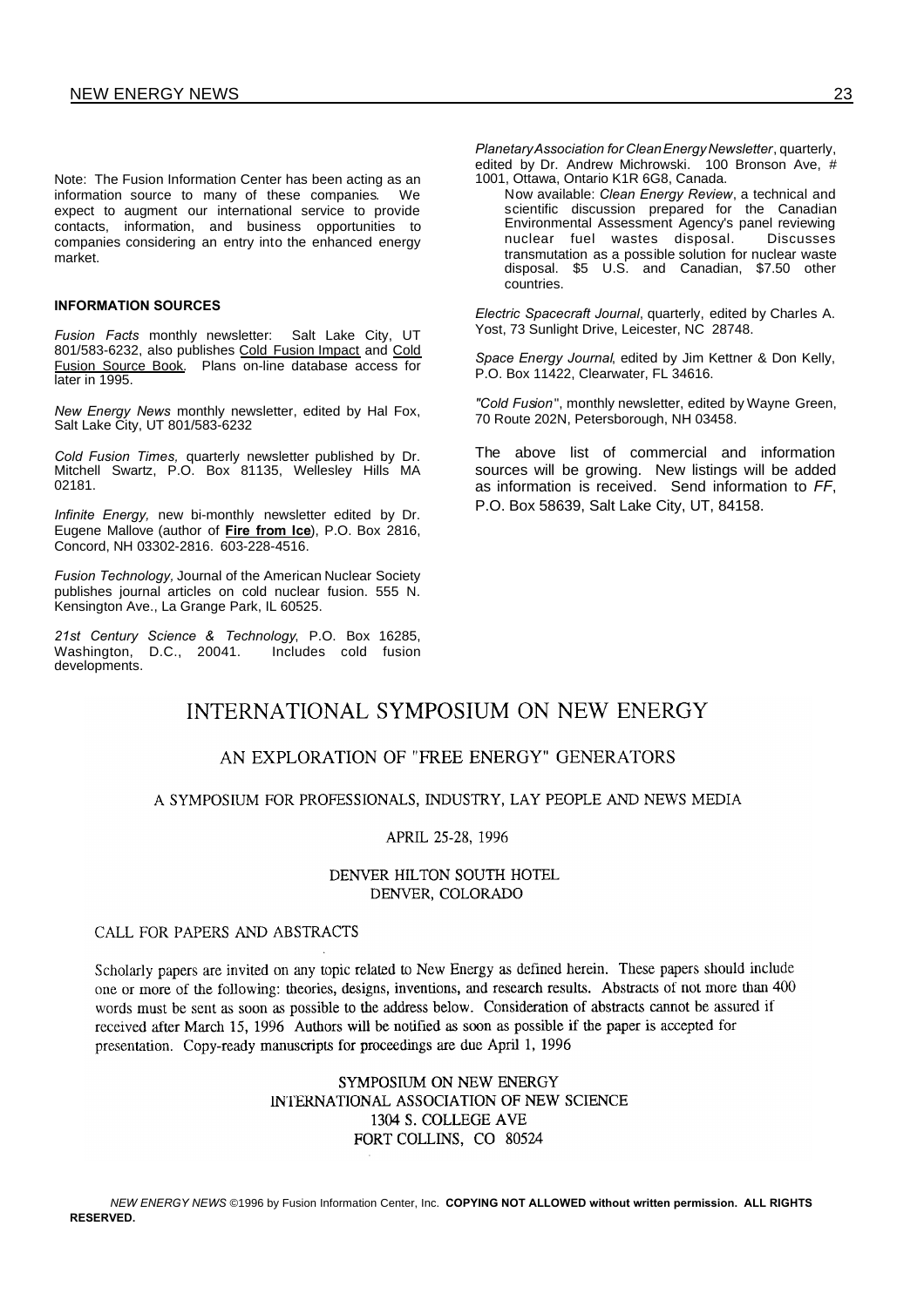Note: The Fusion Information Center has been acting as an information source to many of these companies. We expect to augment our international service to provide contacts, information, and business opportunities to companies considering an entry into the enhanced energy market.

#### INFORMATION SOURCES

*Fusion Facts* monthly newsletter: Salt Lake City, UT 801/583-6232, also publishes Cold Fusion Impact and Cold Fusion Source Book. Plans on-line database access for later in 1995.

*New Energy News* monthly newsletter, edited by Hal Fox, Salt Lake City, UT 801/583-6232

*Cold Fusion Times,* quarterly newsletter published by Dr. Mitchell Swartz, P.O. Box 81135, Wellesley Hills MA 02181.

*Infinite Energy,* new bi-monthly newsletter edited by Dr. Eugene Mallove (author of **Fire from Ice**), P.O. Box 2816, Concord, NH 03302-2816. 603-228-4516.

*Fusion Technology,* Journal of the American Nuclear Society publishes journal articles on cold nuclear fusion. 555 N. Kensington Ave., La Grange Park, IL 60525.

*21st Century Science & Technology*, P.O. Box 16285, Washington, D.C., 20041. Includes cold fusion developments.

*Planetary Association for Clean Energy Newsletter*, quarterly, edited by Dr. Andrew Michrowski. 100 Bronson Ave, # 1001, Ottawa, Ontario K1R 6G8, Canada.

Now available: *Clean Energy Review*, a technical and scientific discussion prepared for the Canadian Environmental Assessment Agency's panel reviewing nuclear fuel wastes disposal. Discusses transmutation as a possible solution for nuclear waste disposal. $5 U.S. and Canadian, $7.50 other countries.

*Electric Spacecraft Journal*, quarterly, edited by Charles A. Yost, 73 Sunlight Drive, Leicester, NC 28748.

*Space Energy Journal*, edited by Jim Kettner & Don Kelly, P.O. Box 11422, Clearwater, FL 34616.

*"Cold Fusion"*, monthly newsletter, edited by Wayne Green, 70 Route 202N, Petersborough, NH 03458.

The above list of commercial and information sources will be growing. New listings will be added as information is received. Send information to *FF*, P.O. Box 58639, Salt Lake City, UT, 84158.

## INTERNATIONAL SYMPOSIUM ON NEW ENERGY

### AN EXPLORATION OF "FREE ENERGY" GENERATORS

A SYMPOSIUM FOR PROFESSIONALS, INDUSTRY, LAY PEOPLE AND NEWS MEDIA

APRIL 25-28, 1996

DENVER HILTON SOUTH HOTEL
DENVER, COLORADO

#### CALL FOR PAPERS AND ABSTRACTS

Scholarly papers are invited on any topic related to New Energy as defined herein. These papers should include one or more of the following: theories, designs, inventions, and research results. Abstracts of not more than 400 words must be sent as soon as possible to the address below. Consideration of abstracts cannot be assured if received after March 15, 1996 Authors will be notified as soon as possible if the paper is accepted for presentation. Copy-ready manuscripts for proceedings are due April 1, 1996

SYMPOSIUM ON NEW ENERGY
INTERNATIONAL ASSOCIATION OF NEW SCIENCE
1304 S. COLLEGE AVE
FORT COLLINS, CO 80524

*NEW ENERGY NEWS* ©1996 by Fusion Information Center, Inc. **COPYING NOT ALLOWED without written permission. ALL RIGHTS RESERVED.**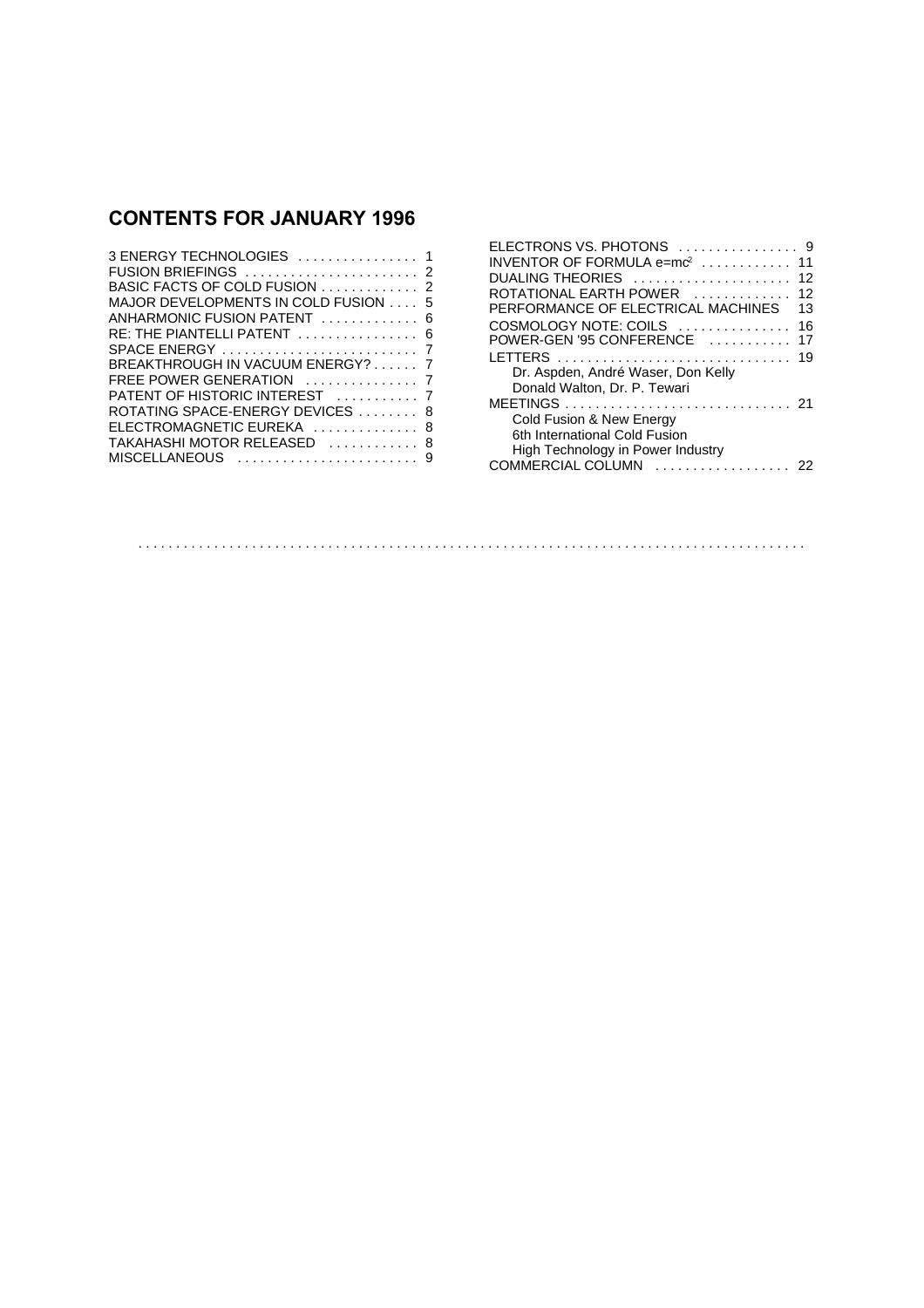## CONTENTS FOR JANUARY 1996

3 ENERGY TECHNOLOGIES . . . . . . . . . . . . . . . . 1
FUSION BRIEFINGS . . . . . . . . . . . . . . . . . . . . . . . 2
BASIC FACTS OF COLD FUSION . . . . . . . . . . . . . 2
MAJOR DEVELOPMENTS IN COLD FUSION . . . . 5
ANHARMONIC FUSION PATENT . . . . . . . . . . . . 6
RE: THE PIANTELLI PATENT . . . . . . . . . . . . . . . . 6
SPACE ENERGY . . . . . . . . . . . . . . . . . . . . . . . . . . 7
BREAKTHROUGH IN VACUUM ENERGY? . . . . . . 7
FREE POWER GENERATION . . . . . . . . . . . . . . . 7
PATENT OF HISTORIC INTEREST . . . . . . . . . . . 7
ROTATING SPACE-ENERGY DEVICES . . . . . . . . 8
ELECTROMAGNETIC EUREKA . . . . . . . . . . . . . . 8
TAKAHASHI MOTOR RELEASED . . . . . . . . . . . . 8
MISCELLANEOUS . . . . . . . . . . . . . . . . . . . . . . . . 9
ELECTRONS VS. PHOTONS . . . . . . . . . . . . . . . . 9
INVENTOR OF FORMULA $e=mc^2$ . . . . . . . . . . . . 11
DUALING THEORIES . . . . . . . . . . . . . . . . . . . . . 12
ROTATIONAL EARTH POWER . . . . . . . . . . . . . 12
PERFORMANCE OF ELECTRICAL MACHINES 13
COSMOLOGY NOTE: COILS . . . . . . . . . . . . . . . 16
POWER-GEN '95 CONFERENCE . . . . . . . . . . . 17
LETTERS . . . . . . . . . . . . . . . . . . . . . . . . . . . . . . . 19
Dr. Aspden, André Waser, Don Kelly
Donald Walton, Dr. P. Tewari
MEETINGS . . . . . . . . . . . . . . . . . . . . . . . . . . . . . . 21
Cold Fusion & New Energy
6th International Cold Fusion
High Technology in Power Industry
COMMERCIAL COLUMN . . . . . . . . . . . . . . . . . . 22